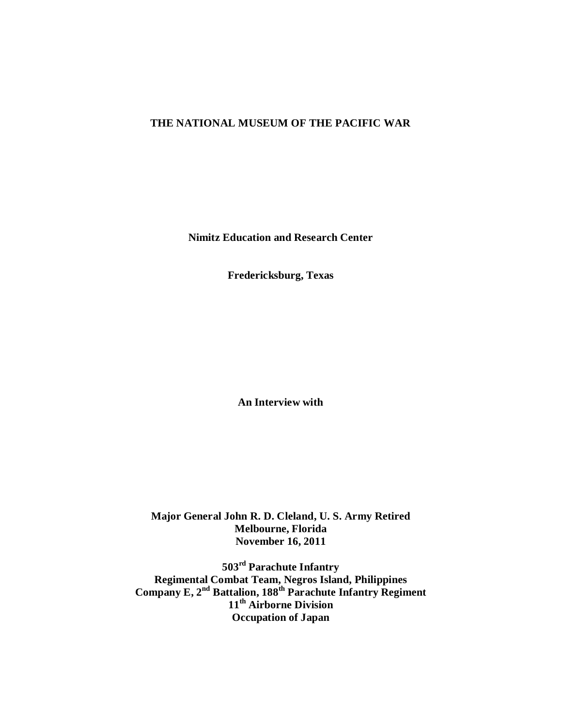**THE NATIONAL MUSEUM OF THE PACIFIC WAR**

**Nimitz Education and Research Center**

**Fredericksburg, Texas**

**An Interview with**

**Major General John R. D. Cleland, U. S. Army Retired**
**Melbourne, Florida**
**November 16, 2011**

**503rd Parachute Infantry**
**Regimental Combat Team, Negros Island, Philippines**
**Company E, 2nd Battalion, 188th Parachute Infantry Regiment**
**11th Airborne Division**
**Occupation of Japan**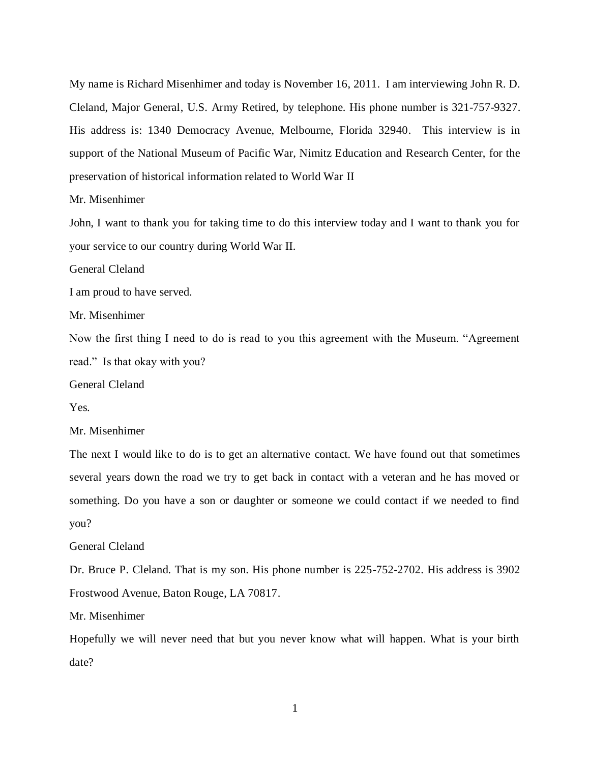My name is Richard Misenhimer and today is November 16, 2011. I am interviewing John R. D. Cleland, Major General, U.S. Army Retired, by telephone. His phone number is 321-757-9327. His address is: 1340 Democracy Avenue, Melbourne, Florida 32940. This interview is in support of the National Museum of Pacific War, Nimitz Education and Research Center, for the preservation of historical information related to World War II

Mr. Misenhimer

John, I want to thank you for taking time to do this interview today and I want to thank you for your service to our country during World War II.

General Cleland

I am proud to have served.

Mr. Misenhimer

Now the first thing I need to do is read to you this agreement with the Museum. "Agreement read." Is that okay with you?

General Cleland

Yes.

Mr. Misenhimer

The next I would like to do is to get an alternative contact. We have found out that sometimes several years down the road we try to get back in contact with a veteran and he has moved or something. Do you have a son or daughter or someone we could contact if we needed to find you?

General Cleland

Dr. Bruce P. Cleland. That is my son. His phone number is 225-752-2702. His address is 3902 Frostwood Avenue, Baton Rouge, LA 70817.

Mr. Misenhimer

Hopefully we will never need that but you never know what will happen. What is your birth date?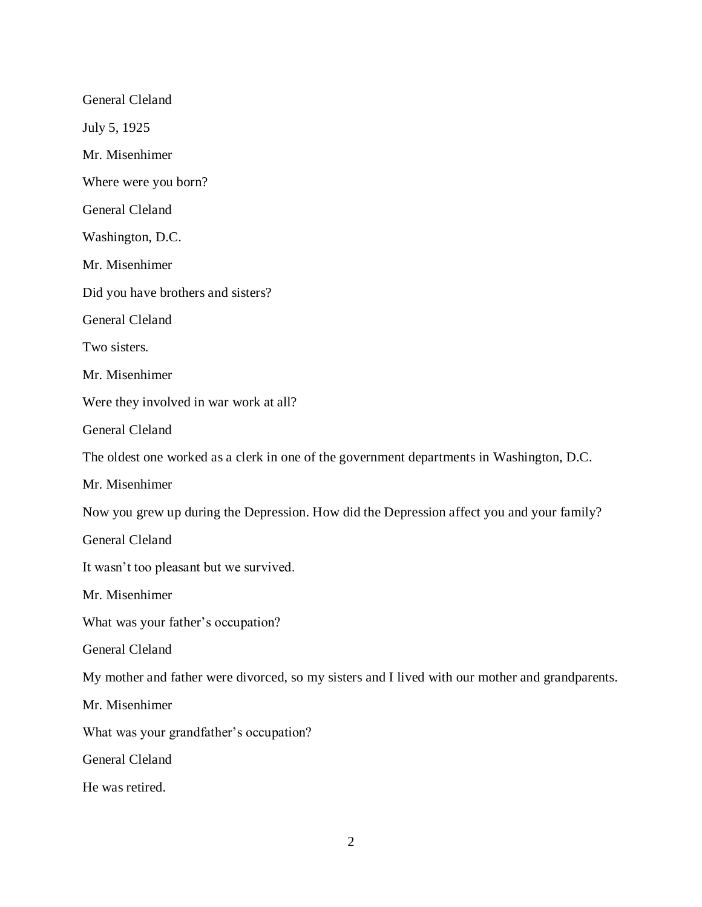General Cleland

July 5, 1925

Mr. Misenhimer

Where were you born?

General Cleland

Washington, D.C.

Mr. Misenhimer

Did you have brothers and sisters?

General Cleland

Two sisters.

Mr. Misenhimer

Were they involved in war work at all?

General Cleland

The oldest one worked as a clerk in one of the government departments in Washington, D.C.

Mr. Misenhimer

Now you grew up during the Depression. How did the Depression affect you and your family?

General Cleland

It wasn't too pleasant but we survived.

Mr. Misenhimer

What was your father's occupation?

General Cleland

My mother and father were divorced, so my sisters and I lived with our mother and grandparents.

Mr. Misenhimer

What was your grandfather's occupation?

General Cleland

He was retired.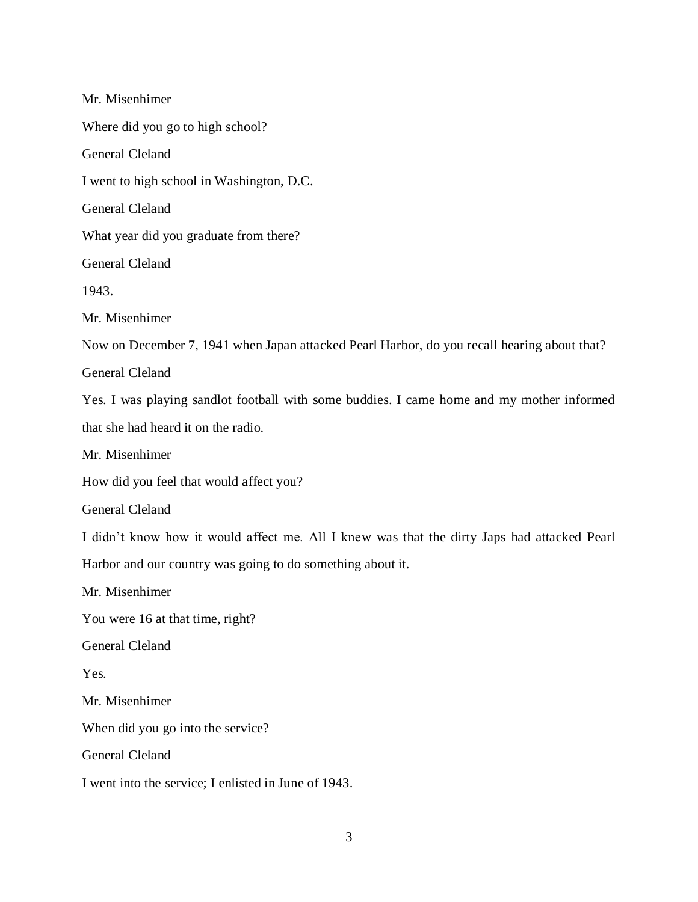Mr. Misenhimer

Where did you go to high school?

General Cleland

I went to high school in Washington, D.C.

General Cleland

What year did you graduate from there?

General Cleland

1943.

Mr. Misenhimer

Now on December 7, 1941 when Japan attacked Pearl Harbor, do you recall hearing about that?

General Cleland

Yes. I was playing sandlot football with some buddies. I came home and my mother informed that she had heard it on the radio.

Mr. Misenhimer

How did you feel that would affect you?

General Cleland

I didn't know how it would affect me. All I knew was that the dirty Japs had attacked Pearl Harbor and our country was going to do something about it.

Mr. Misenhimer

You were 16 at that time, right?

General Cleland

Yes.

Mr. Misenhimer

When did you go into the service?

General Cleland

I went into the service; I enlisted in June of 1943.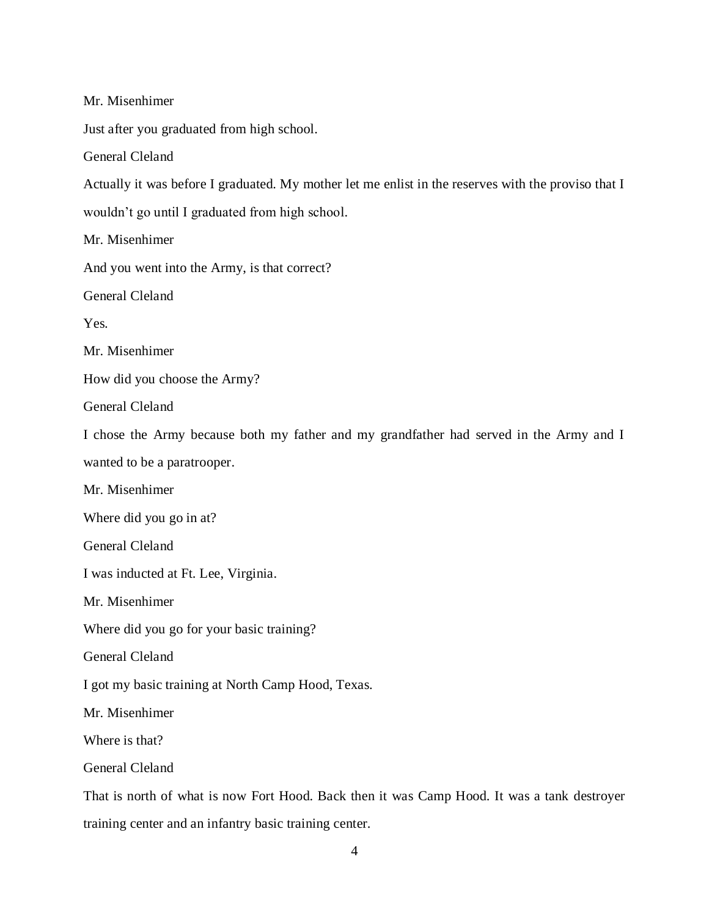Mr. Misenhimer

Just after you graduated from high school.

General Cleland

Actually it was before I graduated. My mother let me enlist in the reserves with the proviso that I wouldn't go until I graduated from high school.

Mr. Misenhimer

And you went into the Army, is that correct?

General Cleland

Yes.

Mr. Misenhimer

How did you choose the Army?

General Cleland

I chose the Army because both my father and my grandfather had served in the Army and I wanted to be a paratrooper.

Mr. Misenhimer

Where did you go in at?

General Cleland

I was inducted at Ft. Lee, Virginia.

Mr. Misenhimer

Where did you go for your basic training?

General Cleland

I got my basic training at North Camp Hood, Texas.

Mr. Misenhimer

Where is that?

General Cleland

That is north of what is now Fort Hood. Back then it was Camp Hood. It was a tank destroyer training center and an infantry basic training center.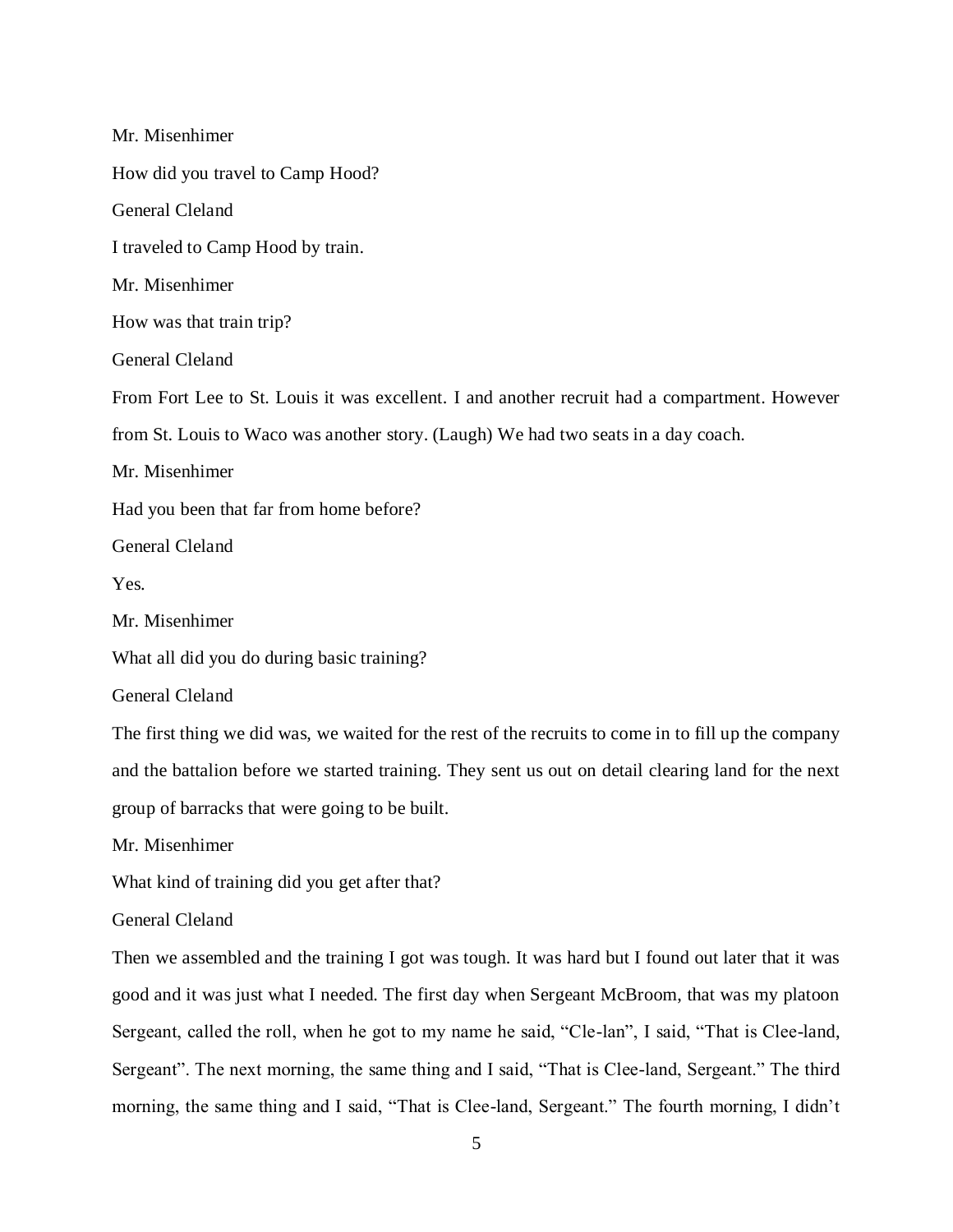Mr. Misenhimer

How did you travel to Camp Hood?

General Cleland

I traveled to Camp Hood by train.

Mr. Misenhimer

How was that train trip?

General Cleland

From Fort Lee to St. Louis it was excellent. I and another recruit had a compartment. However from St. Louis to Waco was another story. (Laugh) We had two seats in a day coach.

Mr. Misenhimer

Had you been that far from home before?

General Cleland

Yes.

Mr. Misenhimer

What all did you do during basic training?

General Cleland

The first thing we did was, we waited for the rest of the recruits to come in to fill up the company and the battalion before we started training. They sent us out on detail clearing land for the next group of barracks that were going to be built.

Mr. Misenhimer

What kind of training did you get after that?

General Cleland

Then we assembled and the training I got was tough. It was hard but I found out later that it was good and it was just what I needed. The first day when Sergeant McBroom, that was my platoon Sergeant, called the roll, when he got to my name he said, "Cle-lan", I said, "That is Clee-land, Sergeant". The next morning, the same thing and I said, "That is Clee-land, Sergeant." The third morning, the same thing and I said, "That is Clee-land, Sergeant." The fourth morning, I didn't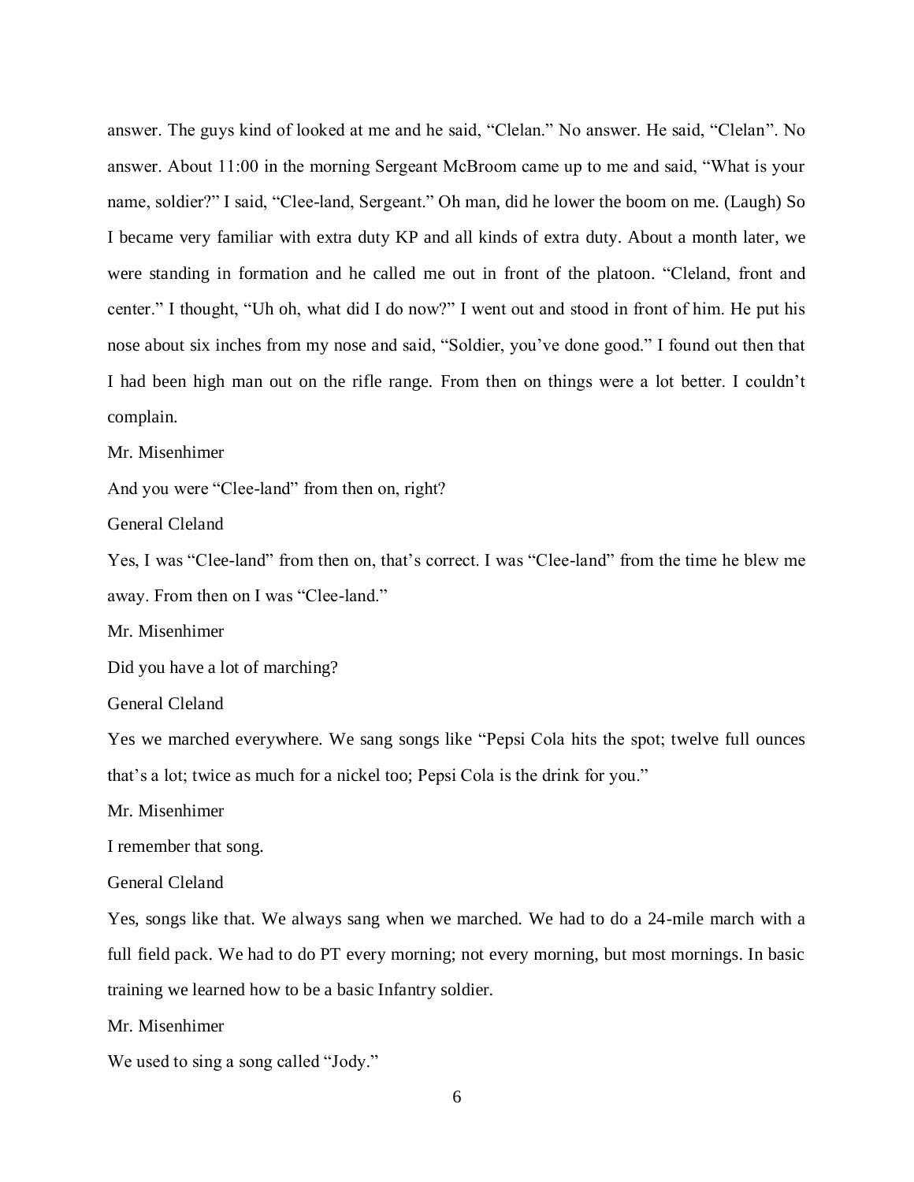answer. The guys kind of looked at me and he said, "Clelan." No answer. He said, "Clelan". No answer. About 11:00 in the morning Sergeant McBroom came up to me and said, "What is your name, soldier?" I said, "Clee-land, Sergeant." Oh man, did he lower the boom on me. (Laugh) So I became very familiar with extra duty KP and all kinds of extra duty. About a month later, we were standing in formation and he called me out in front of the platoon. "Cleland, front and center." I thought, "Uh oh, what did I do now?" I went out and stood in front of him. He put his nose about six inches from my nose and said, "Soldier, you've done good." I found out then that I had been high man out on the rifle range. From then on things were a lot better. I couldn't complain.

Mr. Misenhimer

And you were "Clee-land" from then on, right?

General Cleland

Yes, I was "Clee-land" from then on, that's correct. I was "Clee-land" from the time he blew me away. From then on I was "Clee-land."

Mr. Misenhimer

Did you have a lot of marching?

General Cleland

Yes we marched everywhere. We sang songs like "Pepsi Cola hits the spot; twelve full ounces that's a lot; twice as much for a nickel too; Pepsi Cola is the drink for you."

Mr. Misenhimer

I remember that song.

General Cleland

Yes, songs like that. We always sang when we marched. We had to do a 24-mile march with a full field pack. We had to do PT every morning; not every morning, but most mornings. In basic training we learned how to be a basic Infantry soldier.

Mr. Misenhimer

We used to sing a song called "Jody."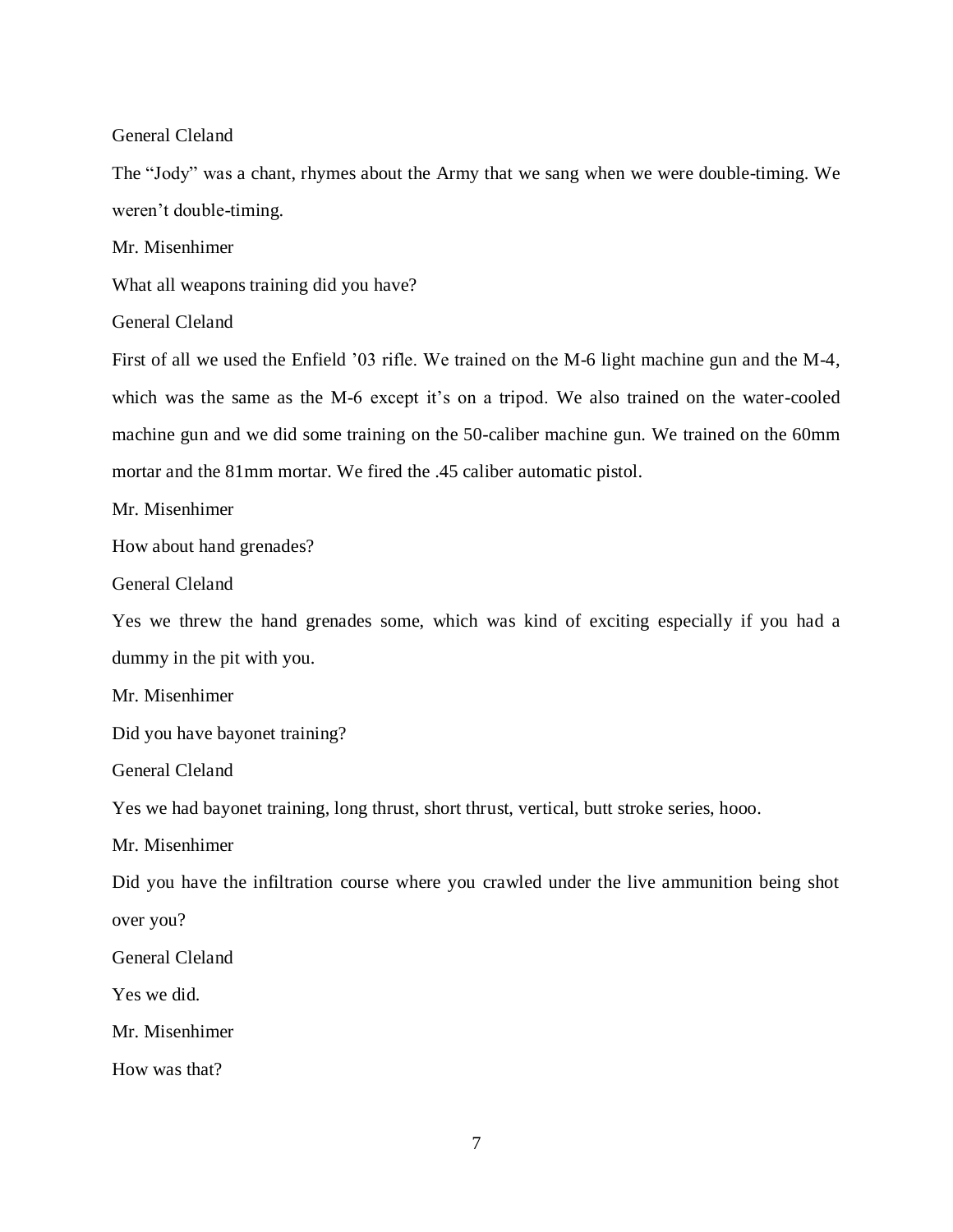General Cleland

The “Jody” was a chant, rhymes about the Army that we sang when we were double-timing. We weren’t double-timing.

Mr. Misenhimer

What all weapons training did you have?

General Cleland

First of all we used the Enfield ’03 rifle. We trained on the M-6 light machine gun and the M-4, which was the same as the M-6 except it’s on a tripod. We also trained on the water-cooled machine gun and we did some training on the 50-caliber machine gun. We trained on the 60mm mortar and the 81mm mortar. We fired the .45 caliber automatic pistol.

Mr. Misenhimer

How about hand grenades?

General Cleland

Yes we threw the hand grenades some, which was kind of exciting especially if you had a dummy in the pit with you.

Mr. Misenhimer

Did you have bayonet training?

General Cleland

Yes we had bayonet training, long thrust, short thrust, vertical, butt stroke series, hooo.

Mr. Misenhimer

Did you have the infiltration course where you crawled under the live ammunition being shot over you?

General Cleland

Yes we did.

Mr. Misenhimer

How was that?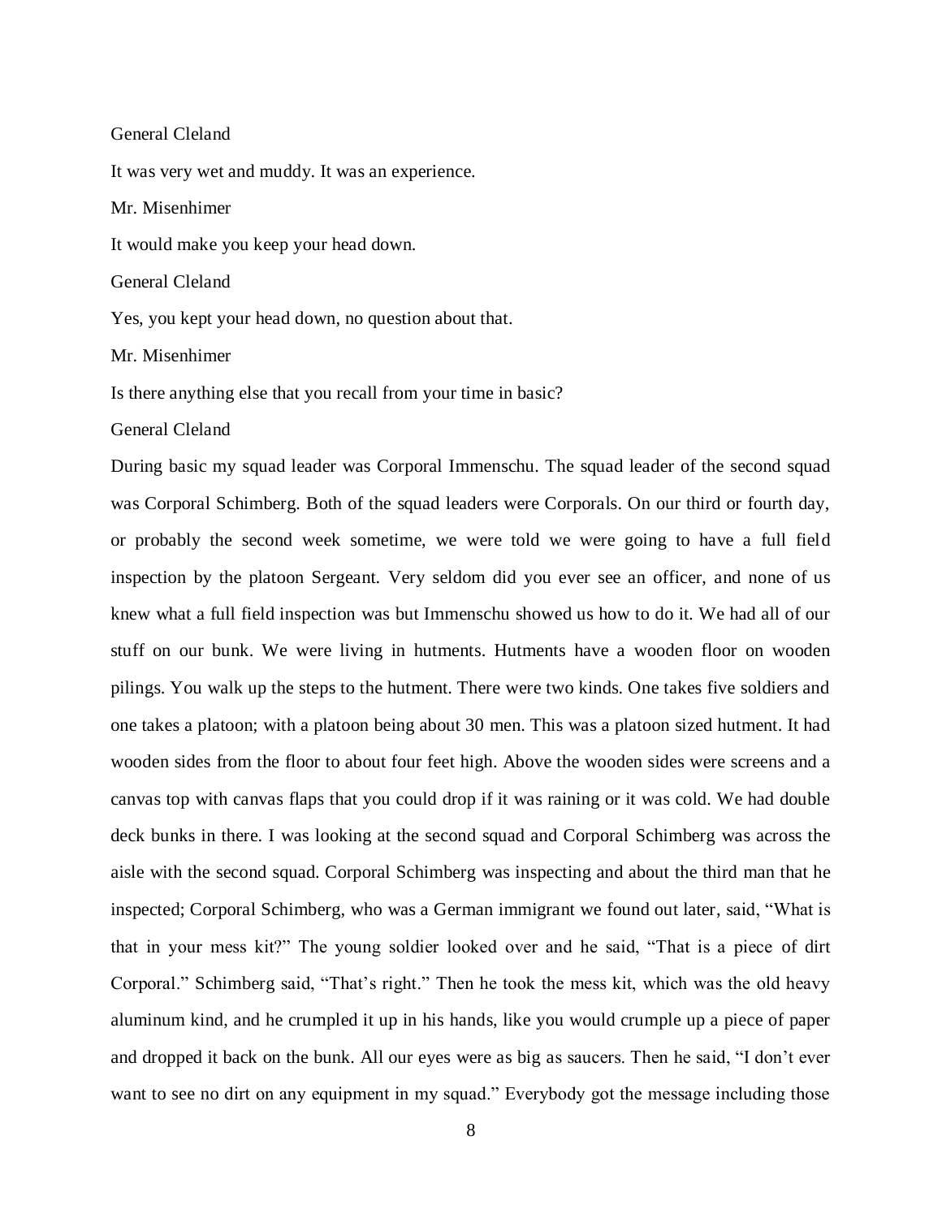General Cleland

It was very wet and muddy. It was an experience.

Mr. Misenhimer

It would make you keep your head down.

General Cleland

Yes, you kept your head down, no question about that.

Mr. Misenhimer

Is there anything else that you recall from your time in basic?

General Cleland

During basic my squad leader was Corporal Immenschu. The squad leader of the second squad was Corporal Schimberg. Both of the squad leaders were Corporals. On our third or fourth day, or probably the second week sometime, we were told we were going to have a full field inspection by the platoon Sergeant. Very seldom did you ever see an officer, and none of us knew what a full field inspection was but Immenschu showed us how to do it. We had all of our stuff on our bunk. We were living in hutments. Hutments have a wooden floor on wooden pilings. You walk up the steps to the hutment. There were two kinds. One takes five soldiers and one takes a platoon; with a platoon being about 30 men. This was a platoon sized hutment. It had wooden sides from the floor to about four feet high. Above the wooden sides were screens and a canvas top with canvas flaps that you could drop if it was raining or it was cold. We had double deck bunks in there. I was looking at the second squad and Corporal Schimberg was across the aisle with the second squad. Corporal Schimberg was inspecting and about the third man that he inspected; Corporal Schimberg, who was a German immigrant we found out later, said, "What is that in your mess kit?" The young soldier looked over and he said, "That is a piece of dirt Corporal." Schimberg said, "That's right." Then he took the mess kit, which was the old heavy aluminum kind, and he crumpled it up in his hands, like you would crumple up a piece of paper and dropped it back on the bunk. All our eyes were as big as saucers. Then he said, "I don't ever want to see no dirt on any equipment in my squad." Everybody got the message including those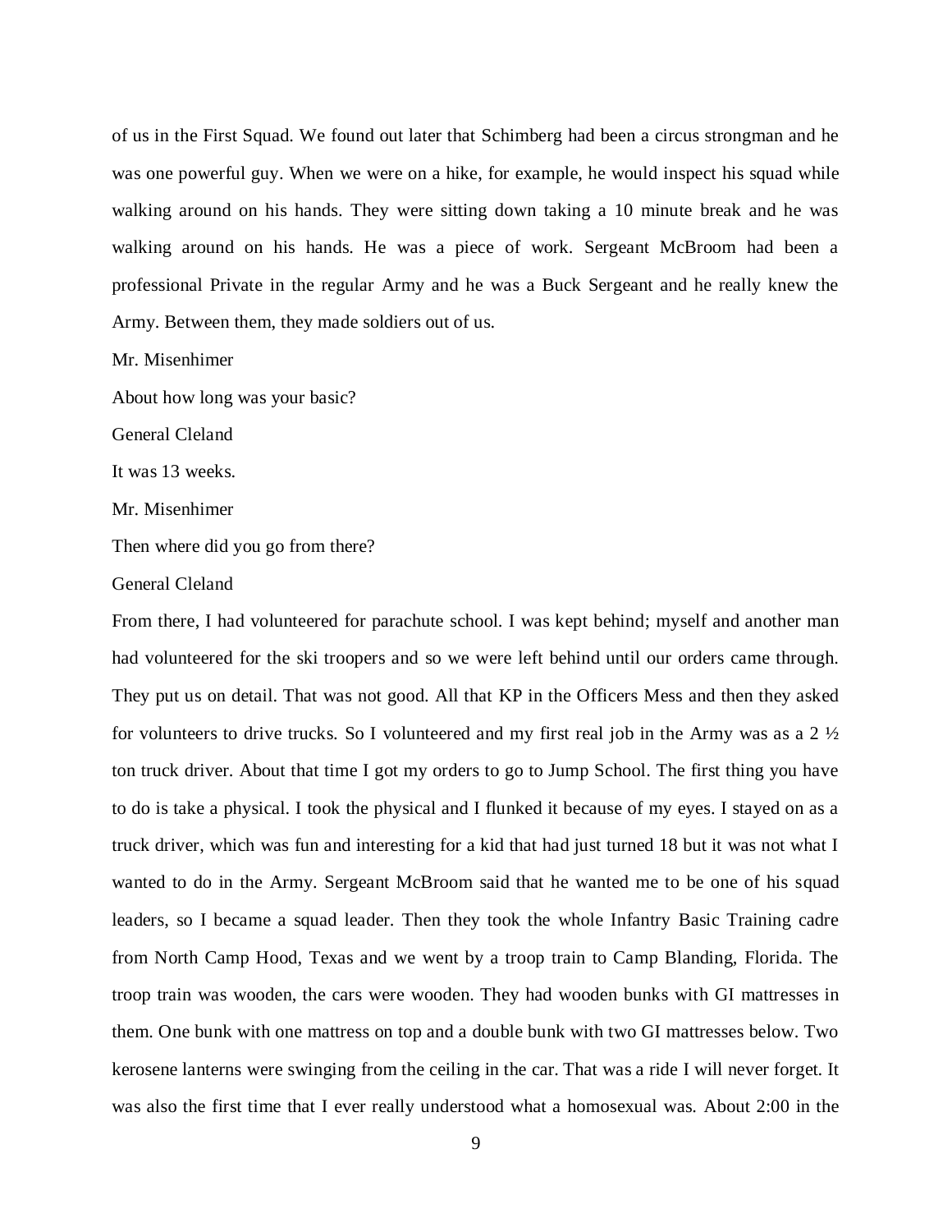of us in the First Squad. We found out later that Schimberg had been a circus strongman and he was one powerful guy. When we were on a hike, for example, he would inspect his squad while walking around on his hands. They were sitting down taking a 10 minute break and he was walking around on his hands. He was a piece of work. Sergeant McBroom had been a professional Private in the regular Army and he was a Buck Sergeant and he really knew the Army. Between them, they made soldiers out of us.

Mr. Misenhimer

About how long was your basic?

General Cleland

It was 13 weeks.

Mr. Misenhimer

Then where did you go from there?

General Cleland

From there, I had volunteered for parachute school. I was kept behind; myself and another man had volunteered for the ski troopers and so we were left behind until our orders came through. They put us on detail. That was not good. All that KP in the Officers Mess and then they asked for volunteers to drive trucks. So I volunteered and my first real job in the Army was as a 2 ½ ton truck driver. About that time I got my orders to go to Jump School. The first thing you have to do is take a physical. I took the physical and I flunked it because of my eyes. I stayed on as a truck driver, which was fun and interesting for a kid that had just turned 18 but it was not what I wanted to do in the Army. Sergeant McBroom said that he wanted me to be one of his squad leaders, so I became a squad leader. Then they took the whole Infantry Basic Training cadre from North Camp Hood, Texas and we went by a troop train to Camp Blanding, Florida. The troop train was wooden, the cars were wooden. They had wooden bunks with GI mattresses in them. One bunk with one mattress on top and a double bunk with two GI mattresses below. Two kerosene lanterns were swinging from the ceiling in the car. That was a ride I will never forget. It was also the first time that I ever really understood what a homosexual was. About 2:00 in the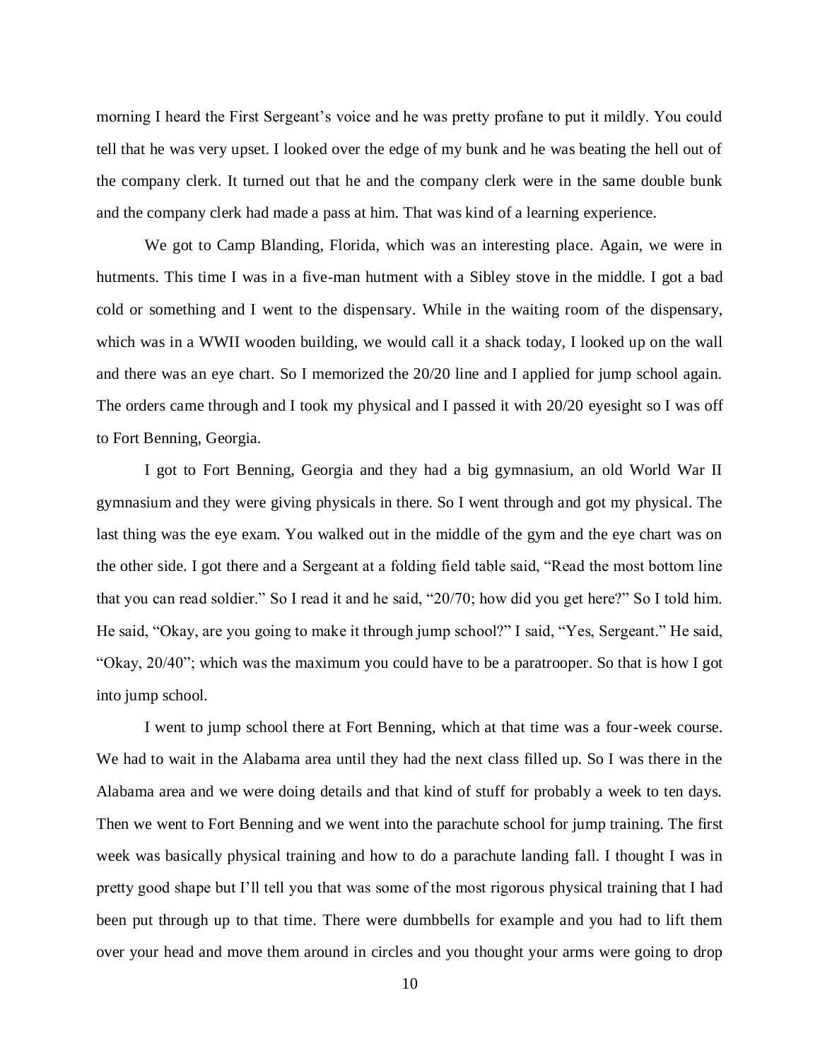morning I heard the First Sergeant's voice and he was pretty profane to put it mildly. You could tell that he was very upset. I looked over the edge of my bunk and he was beating the hell out of the company clerk. It turned out that he and the company clerk were in the same double bunk and the company clerk had made a pass at him. That was kind of a learning experience.

We got to Camp Blanding, Florida, which was an interesting place. Again, we were in hutments. This time I was in a five-man hutment with a Sibley stove in the middle. I got a bad cold or something and I went to the dispensary. While in the waiting room of the dispensary, which was in a WWII wooden building, we would call it a shack today, I looked up on the wall and there was an eye chart. So I memorized the 20/20 line and I applied for jump school again. The orders came through and I took my physical and I passed it with 20/20 eyesight so I was off to Fort Benning, Georgia.

I got to Fort Benning, Georgia and they had a big gymnasium, an old World War II gymnasium and they were giving physicals in there. So I went through and got my physical. The last thing was the eye exam. You walked out in the middle of the gym and the eye chart was on the other side. I got there and a Sergeant at a folding field table said, "Read the most bottom line that you can read soldier." So I read it and he said, "20/70; how did you get here?" So I told him. He said, "Okay, are you going to make it through jump school?" I said, "Yes, Sergeant." He said, "Okay, 20/40"; which was the maximum you could have to be a paratrooper. So that is how I got into jump school.

I went to jump school there at Fort Benning, which at that time was a four-week course. We had to wait in the Alabama area until they had the next class filled up. So I was there in the Alabama area and we were doing details and that kind of stuff for probably a week to ten days. Then we went to Fort Benning and we went into the parachute school for jump training. The first week was basically physical training and how to do a parachute landing fall. I thought I was in pretty good shape but I'll tell you that was some of the most rigorous physical training that I had been put through up to that time. There were dumbbells for example and you had to lift them over your head and move them around in circles and you thought your arms were going to drop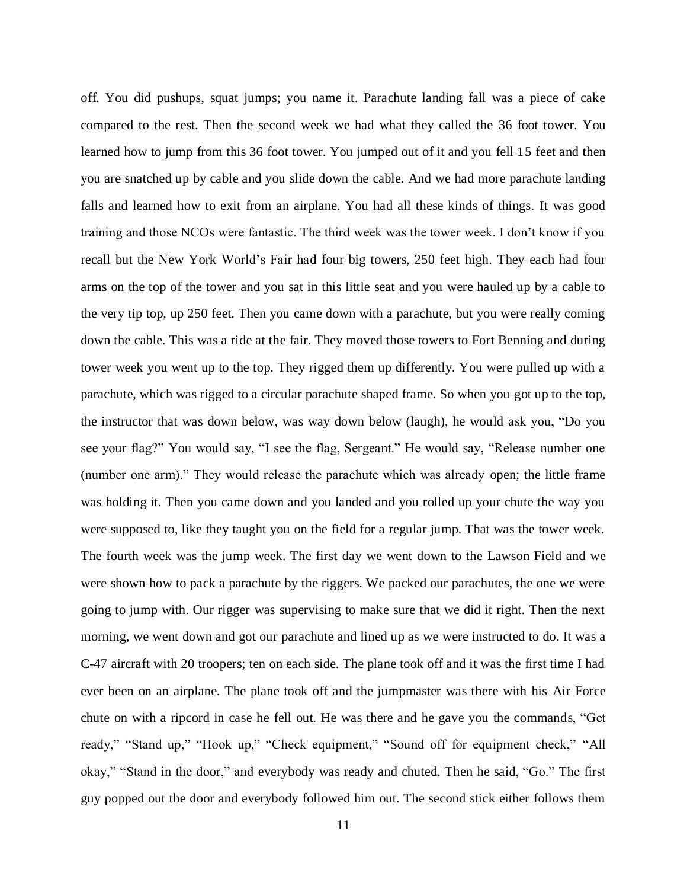off. You did pushups, squat jumps; you name it. Parachute landing fall was a piece of cake compared to the rest. Then the second week we had what they called the 36 foot tower. You learned how to jump from this 36 foot tower. You jumped out of it and you fell 15 feet and then you are snatched up by cable and you slide down the cable. And we had more parachute landing falls and learned how to exit from an airplane. You had all these kinds of things. It was good training and those NCOs were fantastic. The third week was the tower week. I don't know if you recall but the New York World's Fair had four big towers, 250 feet high. They each had four arms on the top of the tower and you sat in this little seat and you were hauled up by a cable to the very tip top, up 250 feet. Then you came down with a parachute, but you were really coming down the cable. This was a ride at the fair. They moved those towers to Fort Benning and during tower week you went up to the top. They rigged them up differently. You were pulled up with a parachute, which was rigged to a circular parachute shaped frame. So when you got up to the top, the instructor that was down below, was way down below (laugh), he would ask you, "Do you see your flag?" You would say, "I see the flag, Sergeant." He would say, "Release number one (number one arm)." They would release the parachute which was already open; the little frame was holding it. Then you came down and you landed and you rolled up your chute the way you were supposed to, like they taught you on the field for a regular jump. That was the tower week. The fourth week was the jump week. The first day we went down to the Lawson Field and we were shown how to pack a parachute by the riggers. We packed our parachutes, the one we were going to jump with. Our rigger was supervising to make sure that we did it right. Then the next morning, we went down and got our parachute and lined up as we were instructed to do. It was a C-47 aircraft with 20 troopers; ten on each side. The plane took off and it was the first time I had ever been on an airplane. The plane took off and the jumpmaster was there with his Air Force chute on with a ripcord in case he fell out. He was there and he gave you the commands, "Get ready," "Stand up," "Hook up," "Check equipment," "Sound off for equipment check," "All okay," "Stand in the door," and everybody was ready and chuted. Then he said, "Go." The first guy popped out the door and everybody followed him out. The second stick either follows them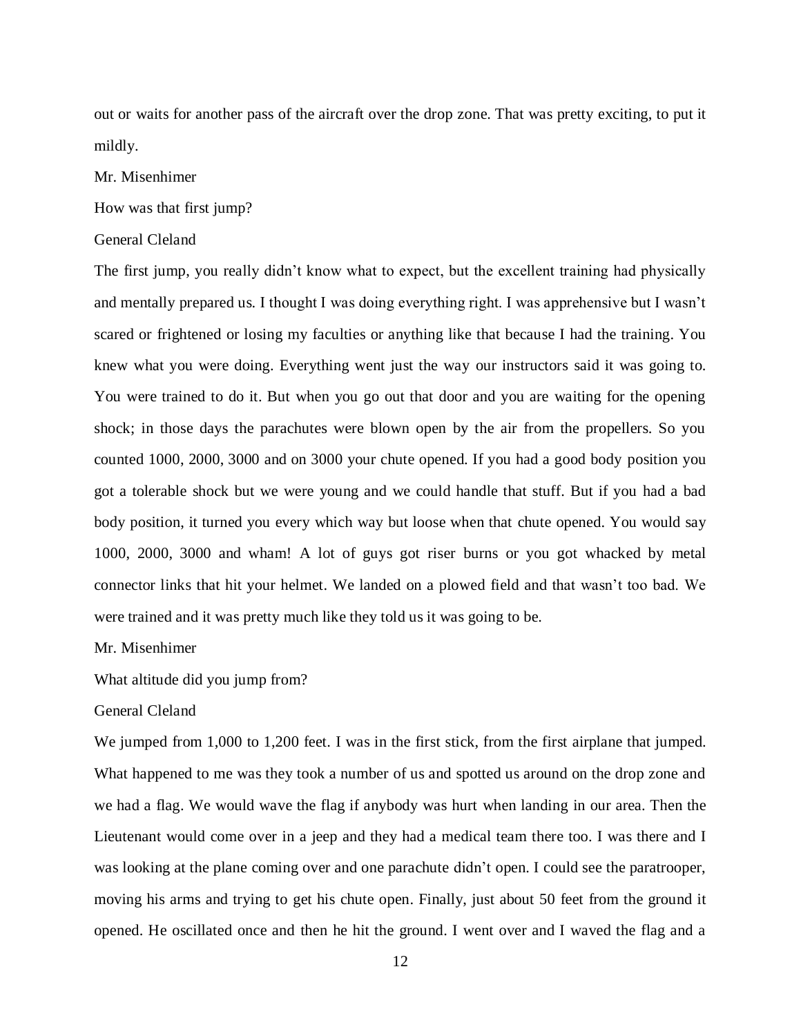out or waits for another pass of the aircraft over the drop zone. That was pretty exciting, to put it mildly.

Mr. Misenhimer

How was that first jump?

General Cleland

The first jump, you really didn't know what to expect, but the excellent training had physically and mentally prepared us. I thought I was doing everything right. I was apprehensive but I wasn't scared or frightened or losing my faculties or anything like that because I had the training. You knew what you were doing. Everything went just the way our instructors said it was going to. You were trained to do it. But when you go out that door and you are waiting for the opening shock; in those days the parachutes were blown open by the air from the propellers. So you counted 1000, 2000, 3000 and on 3000 your chute opened. If you had a good body position you got a tolerable shock but we were young and we could handle that stuff. But if you had a bad body position, it turned you every which way but loose when that chute opened. You would say 1000, 2000, 3000 and wham! A lot of guys got riser burns or you got whacked by metal connector links that hit your helmet. We landed on a plowed field and that wasn't too bad. We were trained and it was pretty much like they told us it was going to be.

Mr. Misenhimer

What altitude did you jump from?

General Cleland

We jumped from 1,000 to 1,200 feet. I was in the first stick, from the first airplane that jumped. What happened to me was they took a number of us and spotted us around on the drop zone and we had a flag. We would wave the flag if anybody was hurt when landing in our area. Then the Lieutenant would come over in a jeep and they had a medical team there too. I was there and I was looking at the plane coming over and one parachute didn't open. I could see the paratrooper, moving his arms and trying to get his chute open. Finally, just about 50 feet from the ground it opened. He oscillated once and then he hit the ground. I went over and I waved the flag and a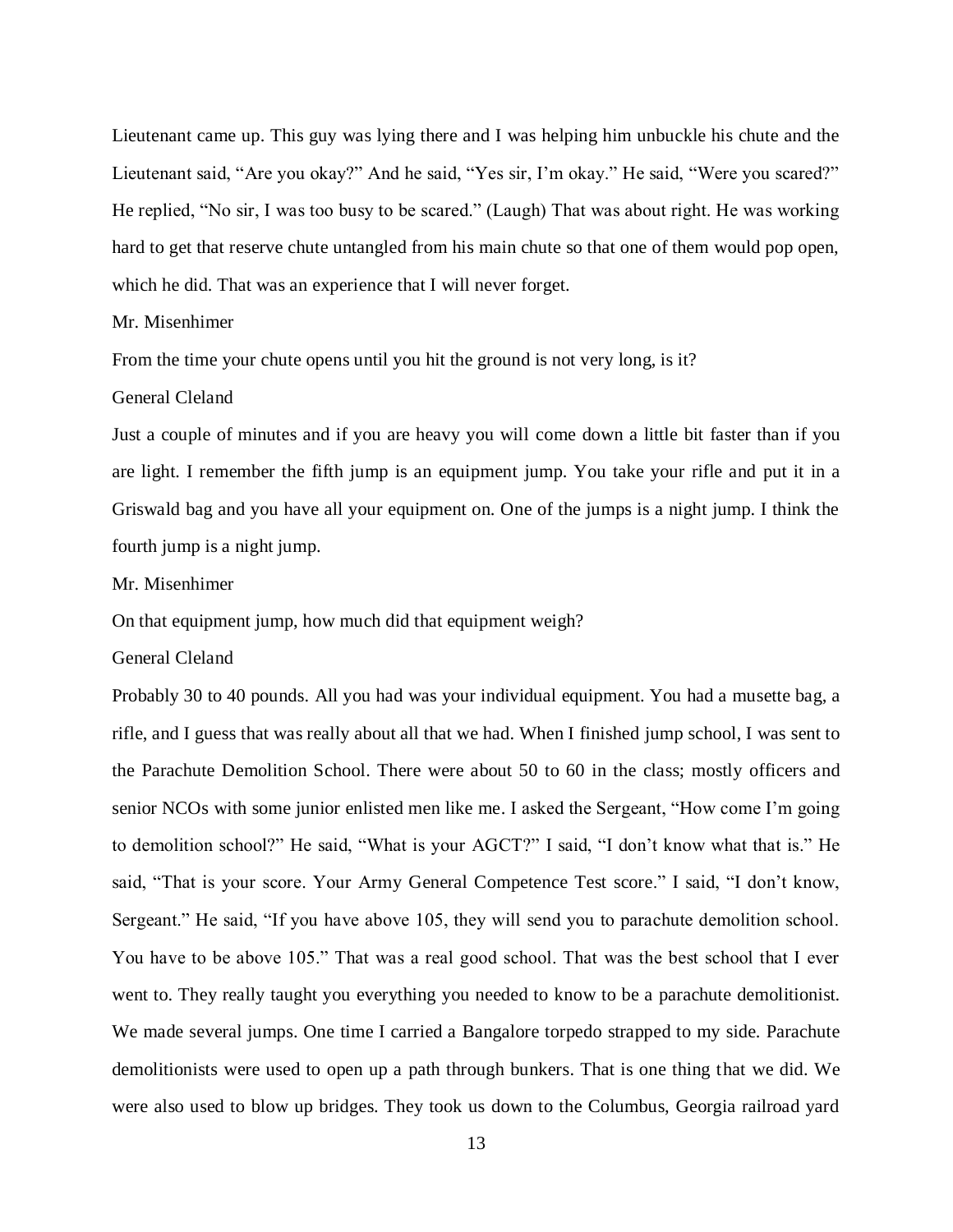Lieutenant came up. This guy was lying there and I was helping him unbuckle his chute and the Lieutenant said, "Are you okay?" And he said, "Yes sir, I'm okay." He said, "Were you scared?" He replied, "No sir, I was too busy to be scared." (Laugh) That was about right. He was working hard to get that reserve chute untangled from his main chute so that one of them would pop open, which he did. That was an experience that I will never forget.

Mr. Misenhimer

From the time your chute opens until you hit the ground is not very long, is it?

General Cleland

Just a couple of minutes and if you are heavy you will come down a little bit faster than if you are light. I remember the fifth jump is an equipment jump. You take your rifle and put it in a Griswald bag and you have all your equipment on. One of the jumps is a night jump. I think the fourth jump is a night jump.

Mr. Misenhimer

On that equipment jump, how much did that equipment weigh?

General Cleland

Probably 30 to 40 pounds. All you had was your individual equipment. You had a musette bag, a rifle, and I guess that was really about all that we had. When I finished jump school, I was sent to the Parachute Demolition School. There were about 50 to 60 in the class; mostly officers and senior NCOs with some junior enlisted men like me. I asked the Sergeant, "How come I'm going to demolition school?" He said, "What is your AGCT?" I said, "I don't know what that is." He said, "That is your score. Your Army General Competence Test score." I said, "I don't know, Sergeant." He said, "If you have above 105, they will send you to parachute demolition school. You have to be above 105." That was a real good school. That was the best school that I ever went to. They really taught you everything you needed to know to be a parachute demolitionist. We made several jumps. One time I carried a Bangalore torpedo strapped to my side. Parachute demolitionists were used to open up a path through bunkers. That is one thing that we did. We were also used to blow up bridges. They took us down to the Columbus, Georgia railroad yard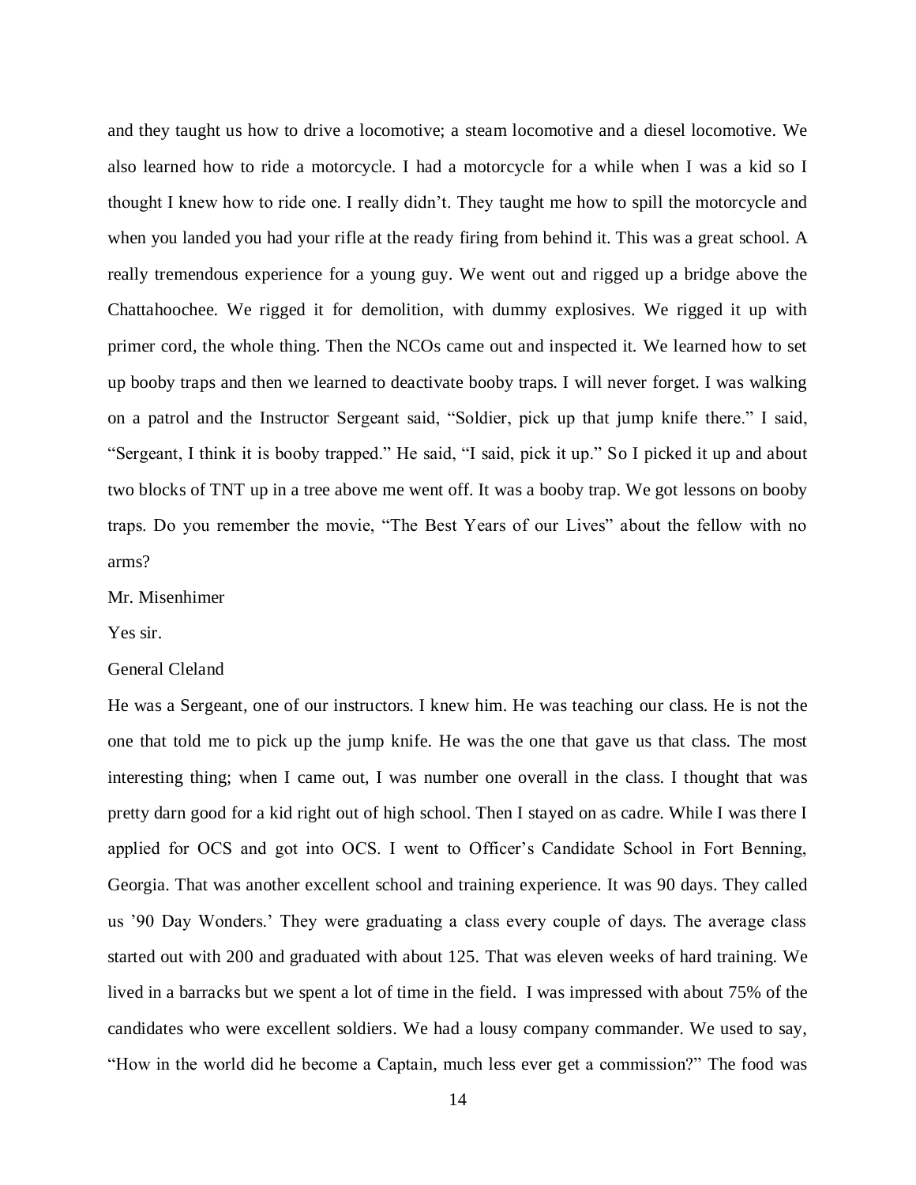and they taught us how to drive a locomotive; a steam locomotive and a diesel locomotive. We also learned how to ride a motorcycle. I had a motorcycle for a while when I was a kid so I thought I knew how to ride one. I really didn't. They taught me how to spill the motorcycle and when you landed you had your rifle at the ready firing from behind it. This was a great school. A really tremendous experience for a young guy. We went out and rigged up a bridge above the Chattahoochee. We rigged it for demolition, with dummy explosives. We rigged it up with primer cord, the whole thing. Then the NCOs came out and inspected it. We learned how to set up booby traps and then we learned to deactivate booby traps. I will never forget. I was walking on a patrol and the Instructor Sergeant said, "Soldier, pick up that jump knife there." I said, "Sergeant, I think it is booby trapped." He said, "I said, pick it up." So I picked it up and about two blocks of TNT up in a tree above me went off. It was a booby trap. We got lessons on booby traps. Do you remember the movie, "The Best Years of our Lives" about the fellow with no arms?

Mr. Misenhimer

Yes sir.

General Cleland

He was a Sergeant, one of our instructors. I knew him. He was teaching our class. He is not the one that told me to pick up the jump knife. He was the one that gave us that class. The most interesting thing; when I came out, I was number one overall in the class. I thought that was pretty darn good for a kid right out of high school. Then I stayed on as cadre. While I was there I applied for OCS and got into OCS. I went to Officer's Candidate School in Fort Benning, Georgia. That was another excellent school and training experience. It was 90 days. They called us '90 Day Wonders.' They were graduating a class every couple of days. The average class started out with 200 and graduated with about 125. That was eleven weeks of hard training. We lived in a barracks but we spent a lot of time in the field. I was impressed with about 75% of the candidates who were excellent soldiers. We had a lousy company commander. We used to say, "How in the world did he become a Captain, much less ever get a commission?" The food was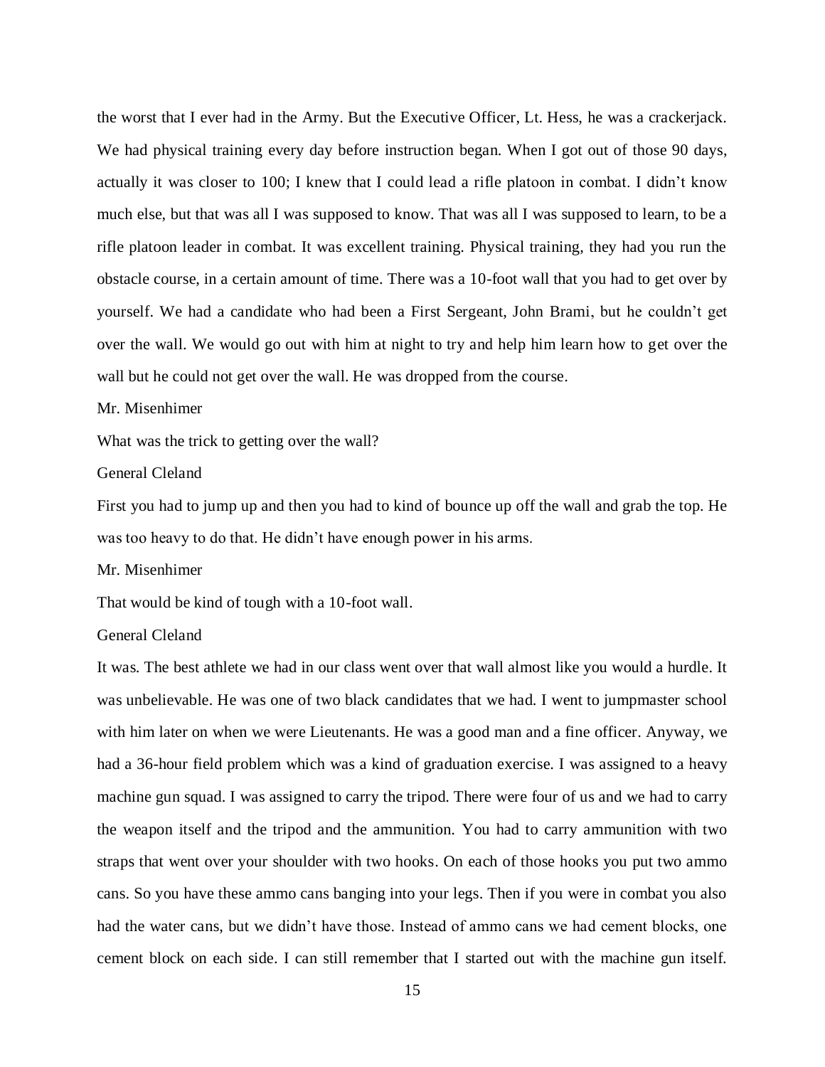the worst that I ever had in the Army. But the Executive Officer, Lt. Hess, he was a crackerjack. We had physical training every day before instruction began. When I got out of those 90 days, actually it was closer to 100; I knew that I could lead a rifle platoon in combat. I didn't know much else, but that was all I was supposed to know. That was all I was supposed to learn, to be a rifle platoon leader in combat. It was excellent training. Physical training, they had you run the obstacle course, in a certain amount of time. There was a 10-foot wall that you had to get over by yourself. We had a candidate who had been a First Sergeant, John Brami, but he couldn't get over the wall. We would go out with him at night to try and help him learn how to get over the wall but he could not get over the wall. He was dropped from the course.

Mr. Misenhimer

What was the trick to getting over the wall?

General Cleland

First you had to jump up and then you had to kind of bounce up off the wall and grab the top. He was too heavy to do that. He didn't have enough power in his arms.

Mr. Misenhimer

That would be kind of tough with a 10-foot wall.

General Cleland

It was. The best athlete we had in our class went over that wall almost like you would a hurdle. It was unbelievable. He was one of two black candidates that we had. I went to jumpmaster school with him later on when we were Lieutenants. He was a good man and a fine officer. Anyway, we had a 36-hour field problem which was a kind of graduation exercise. I was assigned to a heavy machine gun squad. I was assigned to carry the tripod. There were four of us and we had to carry the weapon itself and the tripod and the ammunition. You had to carry ammunition with two straps that went over your shoulder with two hooks. On each of those hooks you put two ammo cans. So you have these ammo cans banging into your legs. Then if you were in combat you also had the water cans, but we didn't have those. Instead of ammo cans we had cement blocks, one cement block on each side. I can still remember that I started out with the machine gun itself.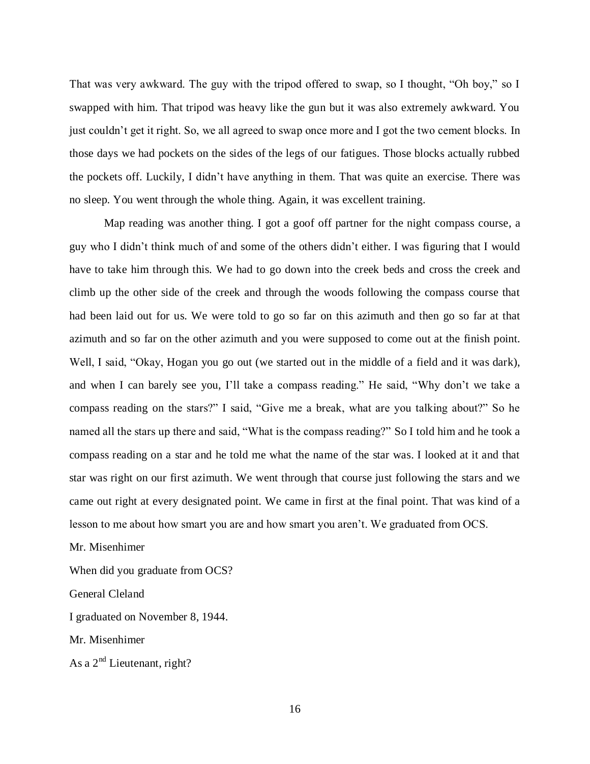That was very awkward. The guy with the tripod offered to swap, so I thought, "Oh boy," so I swapped with him. That tripod was heavy like the gun but it was also extremely awkward. You just couldn't get it right. So, we all agreed to swap once more and I got the two cement blocks. In those days we had pockets on the sides of the legs of our fatigues. Those blocks actually rubbed the pockets off. Luckily, I didn't have anything in them. That was quite an exercise. There was no sleep. You went through the whole thing. Again, it was excellent training.

Map reading was another thing. I got a goof off partner for the night compass course, a guy who I didn't think much of and some of the others didn't either. I was figuring that I would have to take him through this. We had to go down into the creek beds and cross the creek and climb up the other side of the creek and through the woods following the compass course that had been laid out for us. We were told to go so far on this azimuth and then go so far at that azimuth and so far on the other azimuth and you were supposed to come out at the finish point. Well, I said, "Okay, Hogan you go out (we started out in the middle of a field and it was dark), and when I can barely see you, I'll take a compass reading." He said, "Why don't we take a compass reading on the stars?" I said, "Give me a break, what are you talking about?" So he named all the stars up there and said, "What is the compass reading?" So I told him and he took a compass reading on a star and he told me what the name of the star was. I looked at it and that star was right on our first azimuth. We went through that course just following the stars and we came out right at every designated point. We came in first at the final point. That was kind of a lesson to me about how smart you are and how smart you aren't. We graduated from OCS.

Mr. Misenhimer

When did you graduate from OCS?

General Cleland

I graduated on November 8, 1944.

Mr. Misenhimer

As a 2nd Lieutenant, right?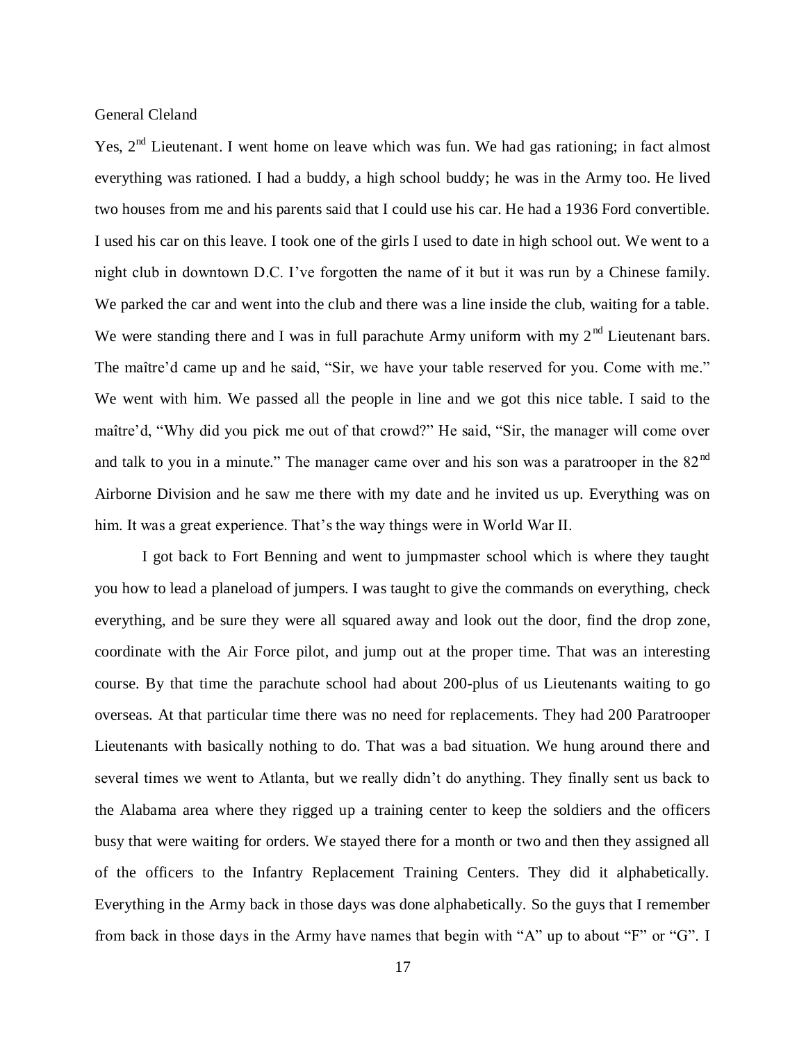General Cleland

Yes, 2nd Lieutenant. I went home on leave which was fun. We had gas rationing; in fact almost everything was rationed. I had a buddy, a high school buddy; he was in the Army too. He lived two houses from me and his parents said that I could use his car. He had a 1936 Ford convertible. I used his car on this leave. I took one of the girls I used to date in high school out. We went to a night club in downtown D.C. I've forgotten the name of it but it was run by a Chinese family. We parked the car and went into the club and there was a line inside the club, waiting for a table. We were standing there and I was in full parachute Army uniform with my 2nd Lieutenant bars. The maître'd came up and he said, "Sir, we have your table reserved for you. Come with me." We went with him. We passed all the people in line and we got this nice table. I said to the maître'd, "Why did you pick me out of that crowd?" He said, "Sir, the manager will come over and talk to you in a minute." The manager came over and his son was a paratrooper in the 82nd Airborne Division and he saw me there with my date and he invited us up. Everything was on him. It was a great experience. That's the way things were in World War II.

I got back to Fort Benning and went to jumpmaster school which is where they taught you how to lead a planeload of jumpers. I was taught to give the commands on everything, check everything, and be sure they were all squared away and look out the door, find the drop zone, coordinate with the Air Force pilot, and jump out at the proper time. That was an interesting course. By that time the parachute school had about 200-plus of us Lieutenants waiting to go overseas. At that particular time there was no need for replacements. They had 200 Paratrooper Lieutenants with basically nothing to do. That was a bad situation. We hung around there and several times we went to Atlanta, but we really didn't do anything. They finally sent us back to the Alabama area where they rigged up a training center to keep the soldiers and the officers busy that were waiting for orders. We stayed there for a month or two and then they assigned all of the officers to the Infantry Replacement Training Centers. They did it alphabetically. Everything in the Army back in those days was done alphabetically. So the guys that I remember from back in those days in the Army have names that begin with "A" up to about "F" or "G". I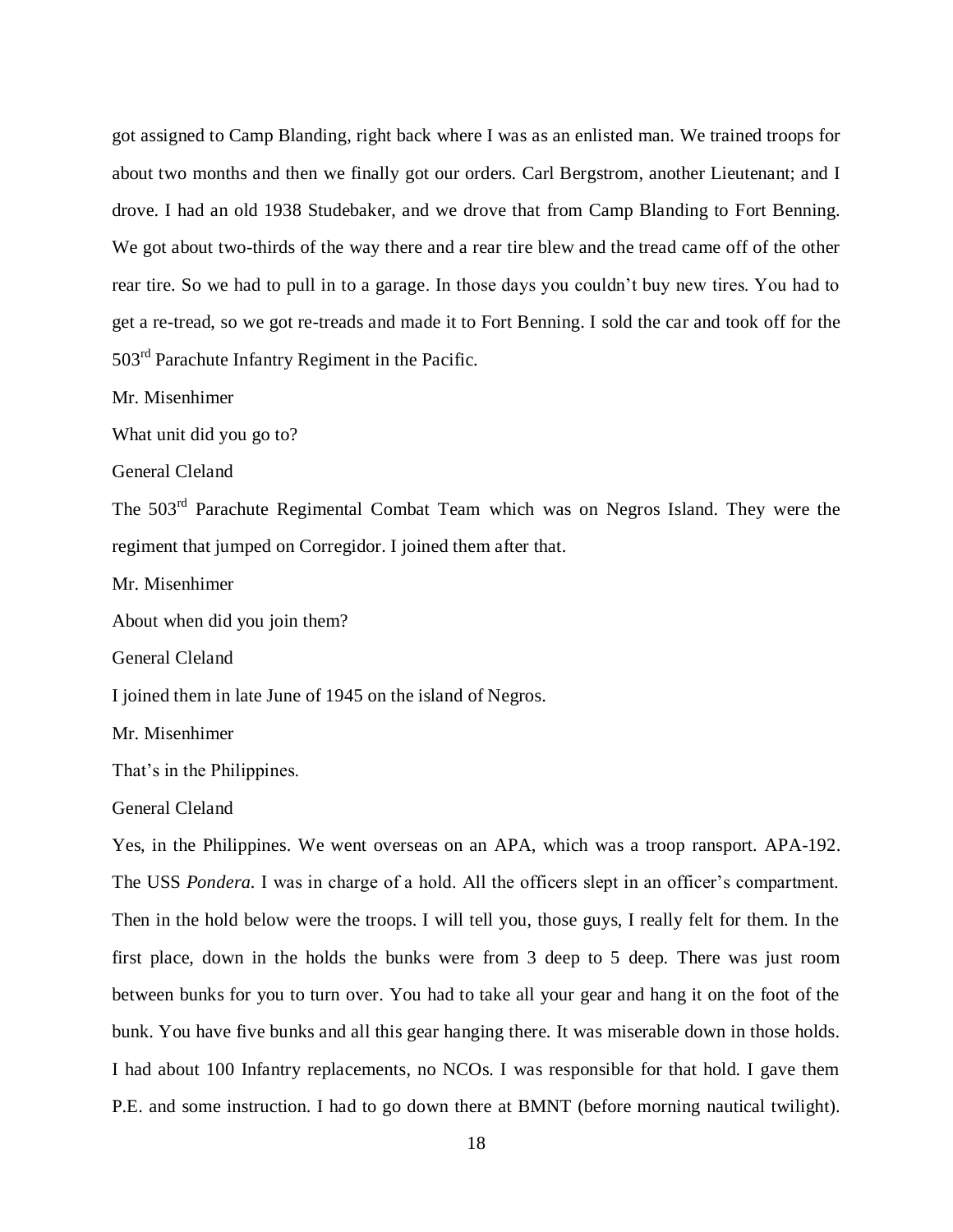got assigned to Camp Blanding, right back where I was as an enlisted man. We trained troops for about two months and then we finally got our orders. Carl Bergstrom, another Lieutenant; and I drove. I had an old 1938 Studebaker, and we drove that from Camp Blanding to Fort Benning. We got about two-thirds of the way there and a rear tire blew and the tread came off of the other rear tire. So we had to pull in to a garage. In those days you couldn't buy new tires. You had to get a re-tread, so we got re-treads and made it to Fort Benning. I sold the car and took off for the 503rd Parachute Infantry Regiment in the Pacific.

Mr. Misenhimer

What unit did you go to?

General Cleland

The 503rd Parachute Regimental Combat Team which was on Negros Island. They were the regiment that jumped on Corregidor. I joined them after that.

Mr. Misenhimer

About when did you join them?

General Cleland

I joined them in late June of 1945 on the island of Negros.

Mr. Misenhimer

That's in the Philippines.

General Cleland

Yes, in the Philippines. We went overseas on an APA, which was a troop ransport. APA-192. The USS *Pondera.* I was in charge of a hold. All the officers slept in an officer's compartment. Then in the hold below were the troops. I will tell you, those guys, I really felt for them. In the first place, down in the holds the bunks were from 3 deep to 5 deep. There was just room between bunks for you to turn over. You had to take all your gear and hang it on the foot of the bunk. You have five bunks and all this gear hanging there. It was miserable down in those holds. I had about 100 Infantry replacements, no NCOs. I was responsible for that hold. I gave them P.E. and some instruction. I had to go down there at BMNT (before morning nautical twilight).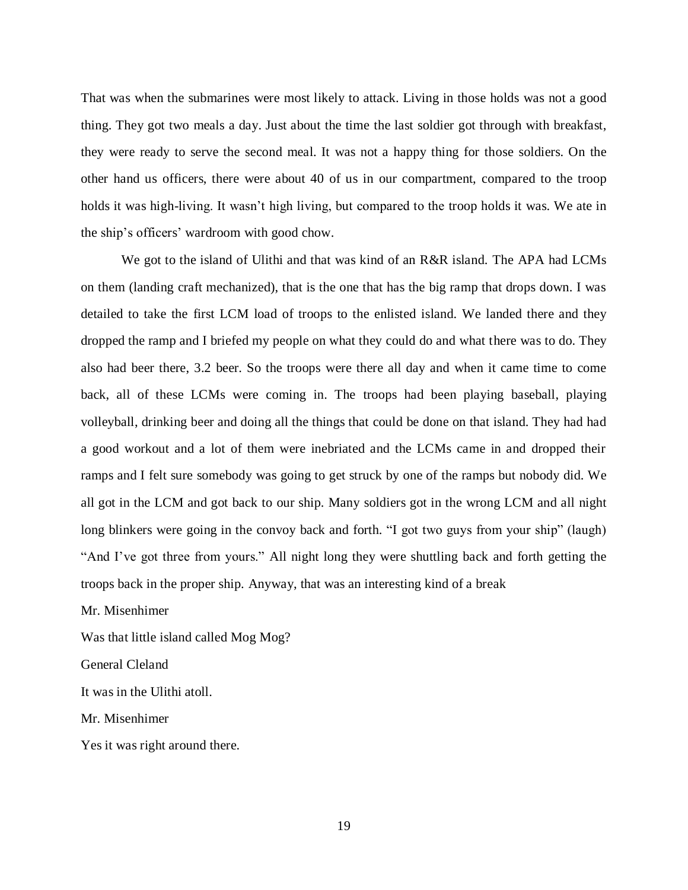That was when the submarines were most likely to attack. Living in those holds was not a good thing. They got two meals a day. Just about the time the last soldier got through with breakfast, they were ready to serve the second meal. It was not a happy thing for those soldiers. On the other hand us officers, there were about 40 of us in our compartment, compared to the troop holds it was high-living. It wasn't high living, but compared to the troop holds it was. We ate in the ship's officers' wardroom with good chow.

We got to the island of Ulithi and that was kind of an R&R island. The APA had LCMs on them (landing craft mechanized), that is the one that has the big ramp that drops down. I was detailed to take the first LCM load of troops to the enlisted island. We landed there and they dropped the ramp and I briefed my people on what they could do and what there was to do. They also had beer there, 3.2 beer. So the troops were there all day and when it came time to come back, all of these LCMs were coming in. The troops had been playing baseball, playing volleyball, drinking beer and doing all the things that could be done on that island. They had had a good workout and a lot of them were inebriated and the LCMs came in and dropped their ramps and I felt sure somebody was going to get struck by one of the ramps but nobody did. We all got in the LCM and got back to our ship. Many soldiers got in the wrong LCM and all night long blinkers were going in the convoy back and forth. "I got two guys from your ship" (laugh) "And I've got three from yours." All night long they were shuttling back and forth getting the troops back in the proper ship. Anyway, that was an interesting kind of a break

Mr. Misenhimer

Was that little island called Mog Mog?

General Cleland

It was in the Ulithi atoll.

Mr. Misenhimer

Yes it was right around there.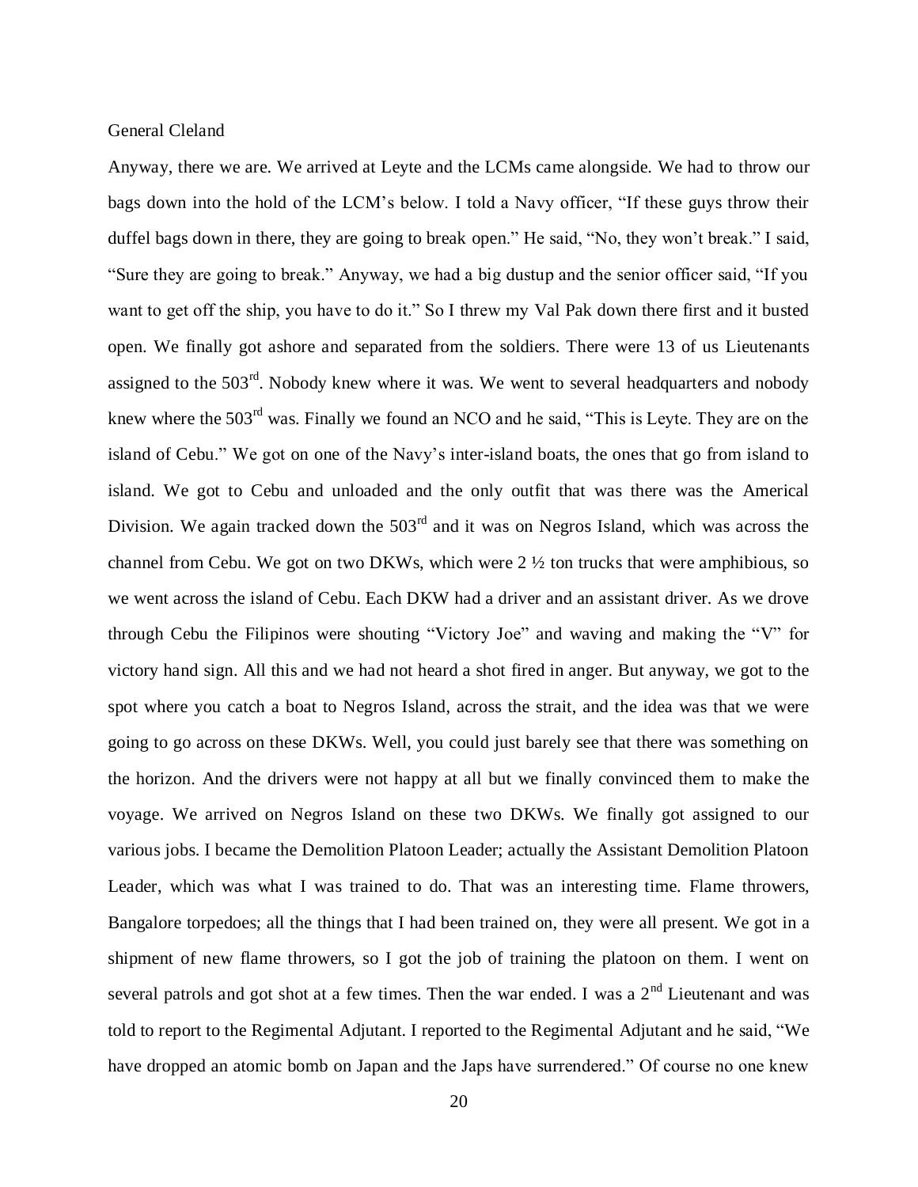General Cleland

Anyway, there we are. We arrived at Leyte and the LCMs came alongside. We had to throw our bags down into the hold of the LCM's below. I told a Navy officer, "If these guys throw their duffel bags down in there, they are going to break open." He said, "No, they won't break." I said, "Sure they are going to break." Anyway, we had a big dustup and the senior officer said, "If you want to get off the ship, you have to do it." So I threw my Val Pak down there first and it busted open. We finally got ashore and separated from the soldiers. There were 13 of us Lieutenants assigned to the 503rd. Nobody knew where it was. We went to several headquarters and nobody knew where the 503rd was. Finally we found an NCO and he said, "This is Leyte. They are on the island of Cebu." We got on one of the Navy's inter-island boats, the ones that go from island to island. We got to Cebu and unloaded and the only outfit that was there was the Americal Division. We again tracked down the 503rd and it was on Negros Island, which was across the channel from Cebu. We got on two DKWs, which were 2 ½ ton trucks that were amphibious, so we went across the island of Cebu. Each DKW had a driver and an assistant driver. As we drove through Cebu the Filipinos were shouting "Victory Joe" and waving and making the "V" for victory hand sign. All this and we had not heard a shot fired in anger. But anyway, we got to the spot where you catch a boat to Negros Island, across the strait, and the idea was that we were going to go across on these DKWs. Well, you could just barely see that there was something on the horizon. And the drivers were not happy at all but we finally convinced them to make the voyage. We arrived on Negros Island on these two DKWs. We finally got assigned to our various jobs. I became the Demolition Platoon Leader; actually the Assistant Demolition Platoon Leader, which was what I was trained to do. That was an interesting time. Flame throwers, Bangalore torpedoes; all the things that I had been trained on, they were all present. We got in a shipment of new flame throwers, so I got the job of training the platoon on them. I went on several patrols and got shot at a few times. Then the war ended. I was a 2nd Lieutenant and was told to report to the Regimental Adjutant. I reported to the Regimental Adjutant and he said, "We have dropped an atomic bomb on Japan and the Japs have surrendered." Of course no one knew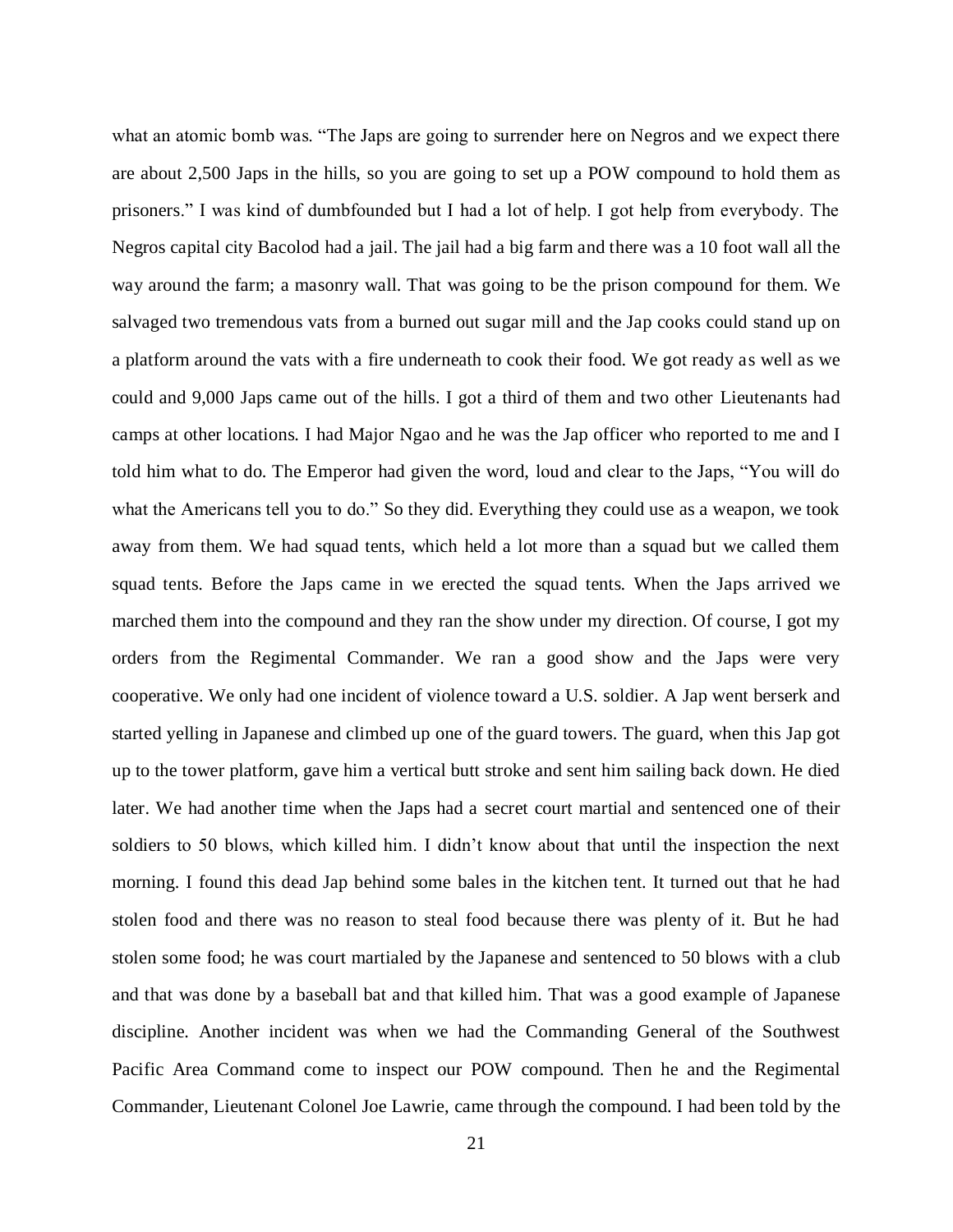what an atomic bomb was. “The Japs are going to surrender here on Negros and we expect there are about 2,500 Japs in the hills, so you are going to set up a POW compound to hold them as prisoners.” I was kind of dumbfounded but I had a lot of help. I got help from everybody. The Negros capital city Bacolod had a jail. The jail had a big farm and there was a 10 foot wall all the way around the farm; a masonry wall. That was going to be the prison compound for them. We salvaged two tremendous vats from a burned out sugar mill and the Jap cooks could stand up on a platform around the vats with a fire underneath to cook their food. We got ready as well as we could and 9,000 Japs came out of the hills. I got a third of them and two other Lieutenants had camps at other locations. I had Major Ngao and he was the Jap officer who reported to me and I told him what to do. The Emperor had given the word, loud and clear to the Japs, “You will do what the Americans tell you to do.” So they did. Everything they could use as a weapon, we took away from them. We had squad tents, which held a lot more than a squad but we called them squad tents. Before the Japs came in we erected the squad tents. When the Japs arrived we marched them into the compound and they ran the show under my direction. Of course, I got my orders from the Regimental Commander. We ran a good show and the Japs were very cooperative. We only had one incident of violence toward a U.S. soldier. A Jap went berserk and started yelling in Japanese and climbed up one of the guard towers. The guard, when this Jap got up to the tower platform, gave him a vertical butt stroke and sent him sailing back down. He died later. We had another time when the Japs had a secret court martial and sentenced one of their soldiers to 50 blows, which killed him. I didn’t know about that until the inspection the next morning. I found this dead Jap behind some bales in the kitchen tent. It turned out that he had stolen food and there was no reason to steal food because there was plenty of it. But he had stolen some food; he was court martialed by the Japanese and sentenced to 50 blows with a club and that was done by a baseball bat and that killed him. That was a good example of Japanese discipline. Another incident was when we had the Commanding General of the Southwest Pacific Area Command come to inspect our POW compound. Then he and the Regimental Commander, Lieutenant Colonel Joe Lawrie, came through the compound. I had been told by the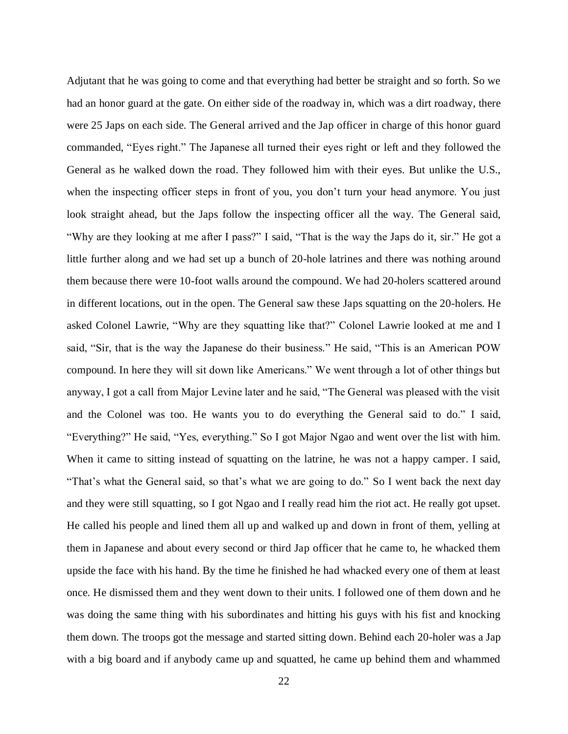Adjutant that he was going to come and that everything had better be straight and so forth. So we had an honor guard at the gate. On either side of the roadway in, which was a dirt roadway, there were 25 Japs on each side. The General arrived and the Jap officer in charge of this honor guard commanded, "Eyes right." The Japanese all turned their eyes right or left and they followed the General as he walked down the road. They followed him with their eyes. But unlike the U.S., when the inspecting officer steps in front of you, you don't turn your head anymore. You just look straight ahead, but the Japs follow the inspecting officer all the way. The General said, "Why are they looking at me after I pass?" I said, "That is the way the Japs do it, sir." He got a little further along and we had set up a bunch of 20-hole latrines and there was nothing around them because there were 10-foot walls around the compound. We had 20-holers scattered around in different locations, out in the open. The General saw these Japs squatting on the 20-holers. He asked Colonel Lawrie, "Why are they squatting like that?" Colonel Lawrie looked at me and I said, "Sir, that is the way the Japanese do their business." He said, "This is an American POW compound. In here they will sit down like Americans." We went through a lot of other things but anyway, I got a call from Major Levine later and he said, "The General was pleased with the visit and the Colonel was too. He wants you to do everything the General said to do." I said, "Everything?" He said, "Yes, everything." So I got Major Ngao and went over the list with him. When it came to sitting instead of squatting on the latrine, he was not a happy camper. I said, "That's what the General said, so that's what we are going to do." So I went back the next day and they were still squatting, so I got Ngao and I really read him the riot act. He really got upset. He called his people and lined them all up and walked up and down in front of them, yelling at them in Japanese and about every second or third Jap officer that he came to, he whacked them upside the face with his hand. By the time he finished he had whacked every one of them at least once. He dismissed them and they went down to their units. I followed one of them down and he was doing the same thing with his subordinates and hitting his guys with his fist and knocking them down. The troops got the message and started sitting down. Behind each 20-holer was a Jap with a big board and if anybody came up and squatted, he came up behind them and whammed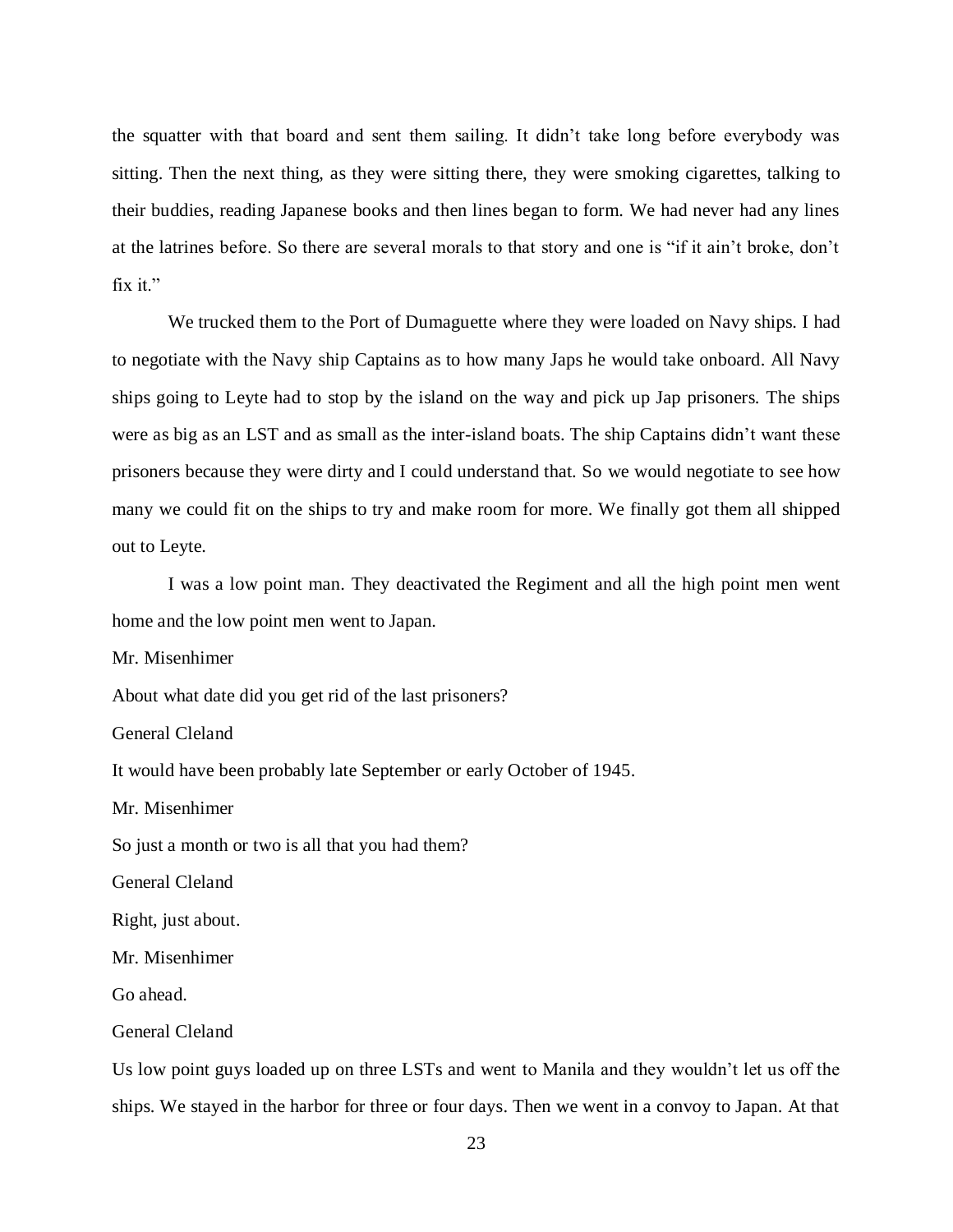the squatter with that board and sent them sailing. It didn't take long before everybody was sitting. Then the next thing, as they were sitting there, they were smoking cigarettes, talking to their buddies, reading Japanese books and then lines began to form. We had never had any lines at the latrines before. So there are several morals to that story and one is "if it ain't broke, don't fix it."

We trucked them to the Port of Dumaguette where they were loaded on Navy ships. I had to negotiate with the Navy ship Captains as to how many Japs he would take onboard. All Navy ships going to Leyte had to stop by the island on the way and pick up Jap prisoners. The ships were as big as an LST and as small as the inter-island boats. The ship Captains didn't want these prisoners because they were dirty and I could understand that. So we would negotiate to see how many we could fit on the ships to try and make room for more. We finally got them all shipped out to Leyte.

I was a low point man. They deactivated the Regiment and all the high point men went home and the low point men went to Japan.

Mr. Misenhimer

About what date did you get rid of the last prisoners?

General Cleland

It would have been probably late September or early October of 1945.

Mr. Misenhimer

So just a month or two is all that you had them?

General Cleland

Right, just about.

Mr. Misenhimer

Go ahead.

General Cleland

Us low point guys loaded up on three LSTs and went to Manila and they wouldn't let us off the ships. We stayed in the harbor for three or four days. Then we went in a convoy to Japan. At that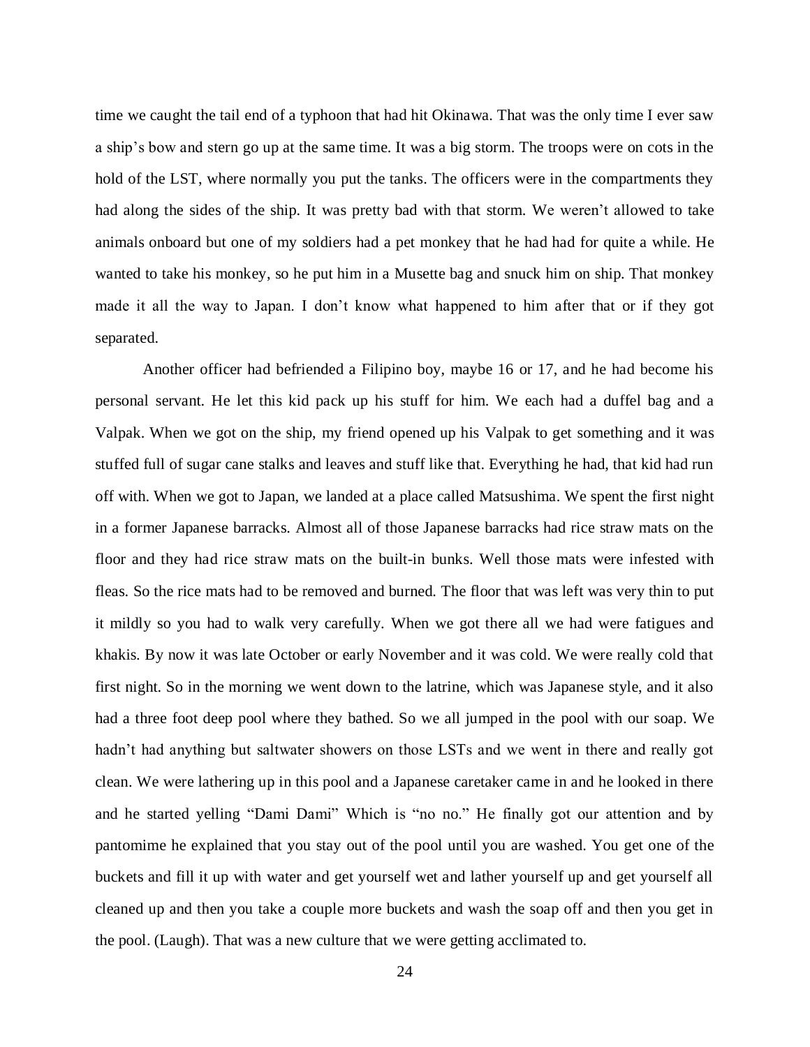time we caught the tail end of a typhoon that had hit Okinawa. That was the only time I ever saw a ship's bow and stern go up at the same time. It was a big storm. The troops were on cots in the hold of the LST, where normally you put the tanks. The officers were in the compartments they had along the sides of the ship. It was pretty bad with that storm. We weren't allowed to take animals onboard but one of my soldiers had a pet monkey that he had had for quite a while. He wanted to take his monkey, so he put him in a Musette bag and snuck him on ship. That monkey made it all the way to Japan. I don't know what happened to him after that or if they got separated.

Another officer had befriended a Filipino boy, maybe 16 or 17, and he had become his personal servant. He let this kid pack up his stuff for him. We each had a duffel bag and a Valpak. When we got on the ship, my friend opened up his Valpak to get something and it was stuffed full of sugar cane stalks and leaves and stuff like that. Everything he had, that kid had run off with. When we got to Japan, we landed at a place called Matsushima. We spent the first night in a former Japanese barracks. Almost all of those Japanese barracks had rice straw mats on the floor and they had rice straw mats on the built-in bunks. Well those mats were infested with fleas. So the rice mats had to be removed and burned. The floor that was left was very thin to put it mildly so you had to walk very carefully. When we got there all we had were fatigues and khakis. By now it was late October or early November and it was cold. We were really cold that first night. So in the morning we went down to the latrine, which was Japanese style, and it also had a three foot deep pool where they bathed. So we all jumped in the pool with our soap. We hadn't had anything but saltwater showers on those LSTs and we went in there and really got clean. We were lathering up in this pool and a Japanese caretaker came in and he looked in there and he started yelling "Dami Dami" Which is "no no." He finally got our attention and by pantomime he explained that you stay out of the pool until you are washed. You get one of the buckets and fill it up with water and get yourself wet and lather yourself up and get yourself all cleaned up and then you take a couple more buckets and wash the soap off and then you get in the pool. (Laugh). That was a new culture that we were getting acclimated to.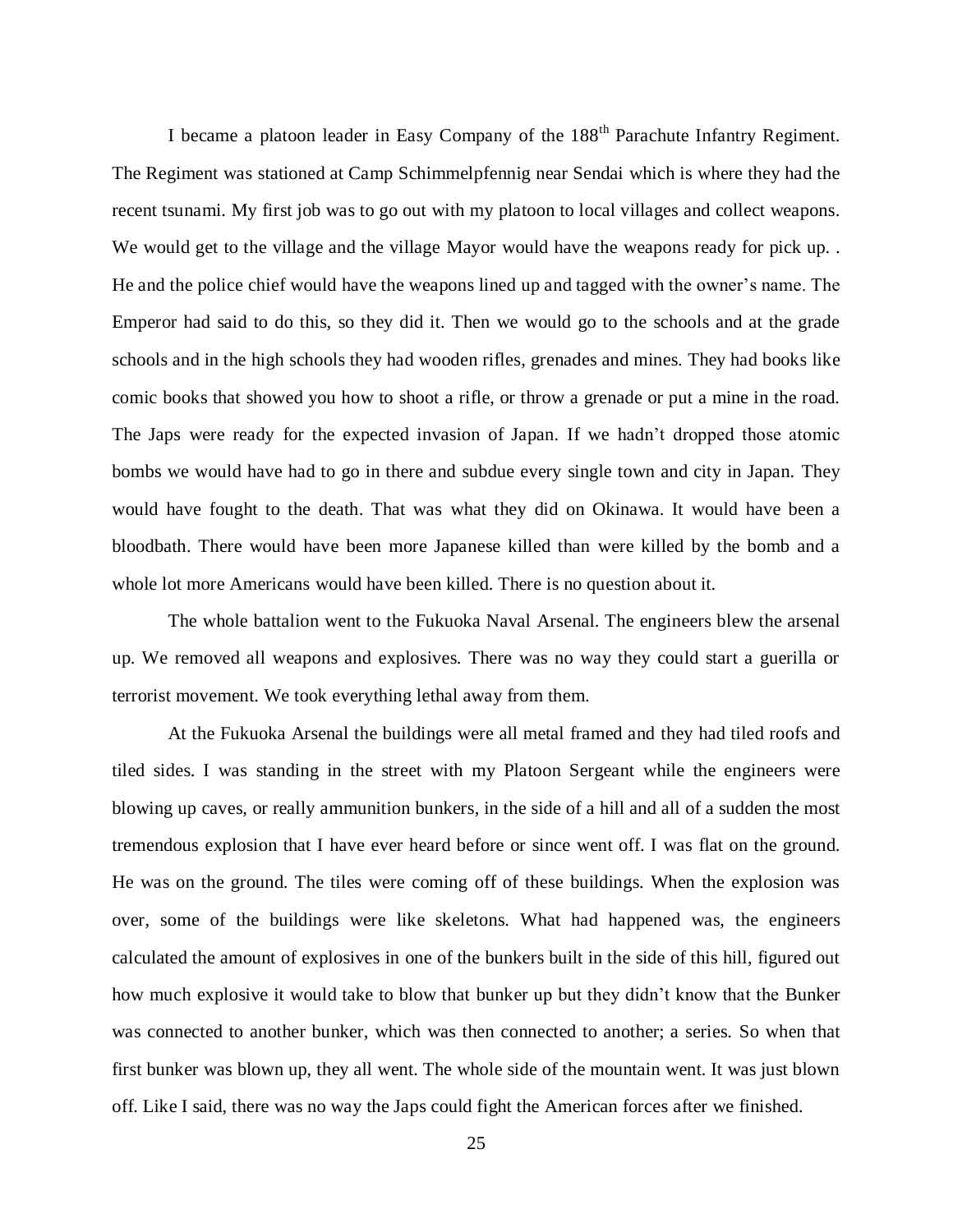I became a platoon leader in Easy Company of the 188th Parachute Infantry Regiment. The Regiment was stationed at Camp Schimmelpfennig near Sendai which is where they had the recent tsunami. My first job was to go out with my platoon to local villages and collect weapons. We would get to the village and the village Mayor would have the weapons ready for pick up. . He and the police chief would have the weapons lined up and tagged with the owner's name. The Emperor had said to do this, so they did it. Then we would go to the schools and at the grade schools and in the high schools they had wooden rifles, grenades and mines. They had books like comic books that showed you how to shoot a rifle, or throw a grenade or put a mine in the road. The Japs were ready for the expected invasion of Japan. If we hadn't dropped those atomic bombs we would have had to go in there and subdue every single town and city in Japan. They would have fought to the death. That was what they did on Okinawa. It would have been a bloodbath. There would have been more Japanese killed than were killed by the bomb and a whole lot more Americans would have been killed. There is no question about it.

The whole battalion went to the Fukuoka Naval Arsenal. The engineers blew the arsenal up. We removed all weapons and explosives. There was no way they could start a guerilla or terrorist movement. We took everything lethal away from them.

At the Fukuoka Arsenal the buildings were all metal framed and they had tiled roofs and tiled sides. I was standing in the street with my Platoon Sergeant while the engineers were blowing up caves, or really ammunition bunkers, in the side of a hill and all of a sudden the most tremendous explosion that I have ever heard before or since went off. I was flat on the ground. He was on the ground. The tiles were coming off of these buildings. When the explosion was over, some of the buildings were like skeletons. What had happened was, the engineers calculated the amount of explosives in one of the bunkers built in the side of this hill, figured out how much explosive it would take to blow that bunker up but they didn't know that the Bunker was connected to another bunker, which was then connected to another; a series. So when that first bunker was blown up, they all went. The whole side of the mountain went. It was just blown off. Like I said, there was no way the Japs could fight the American forces after we finished.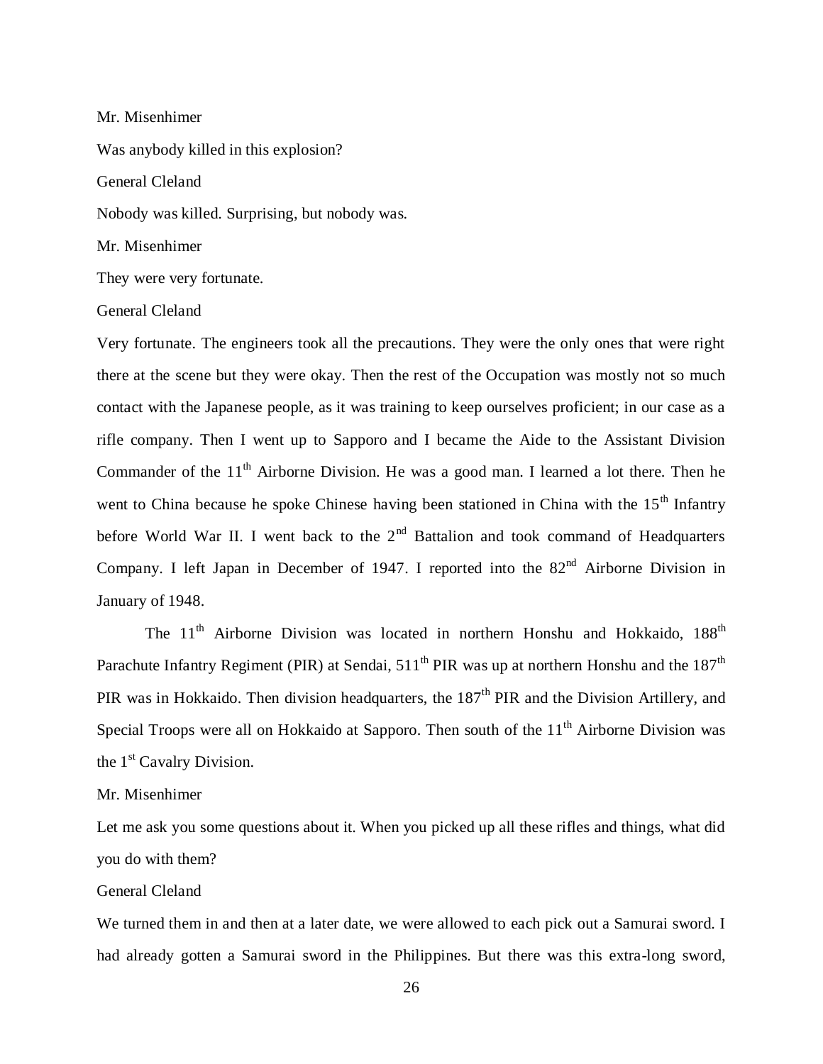Mr. Misenhimer

Was anybody killed in this explosion?

General Cleland

Nobody was killed. Surprising, but nobody was.

Mr. Misenhimer

They were very fortunate.

General Cleland

Very fortunate. The engineers took all the precautions. They were the only ones that were right there at the scene but they were okay. Then the rest of the Occupation was mostly not so much contact with the Japanese people, as it was training to keep ourselves proficient; in our case as a rifle company. Then I went up to Sapporo and I became the Aide to the Assistant Division Commander of the 11th Airborne Division. He was a good man. I learned a lot there. Then he went to China because he spoke Chinese having been stationed in China with the 15th Infantry before World War II. I went back to the 2nd Battalion and took command of Headquarters Company. I left Japan in December of 1947. I reported into the 82nd Airborne Division in January of 1948.

The 11th Airborne Division was located in northern Honshu and Hokkaido, 188th Parachute Infantry Regiment (PIR) at Sendai, 511th PIR was up at northern Honshu and the 187th PIR was in Hokkaido. Then division headquarters, the 187th PIR and the Division Artillery, and Special Troops were all on Hokkaido at Sapporo. Then south of the 11th Airborne Division was the 1st Cavalry Division.

Mr. Misenhimer

Let me ask you some questions about it. When you picked up all these rifles and things, what did you do with them?

General Cleland

We turned them in and then at a later date, we were allowed to each pick out a Samurai sword. I had already gotten a Samurai sword in the Philippines. But there was this extra-long sword,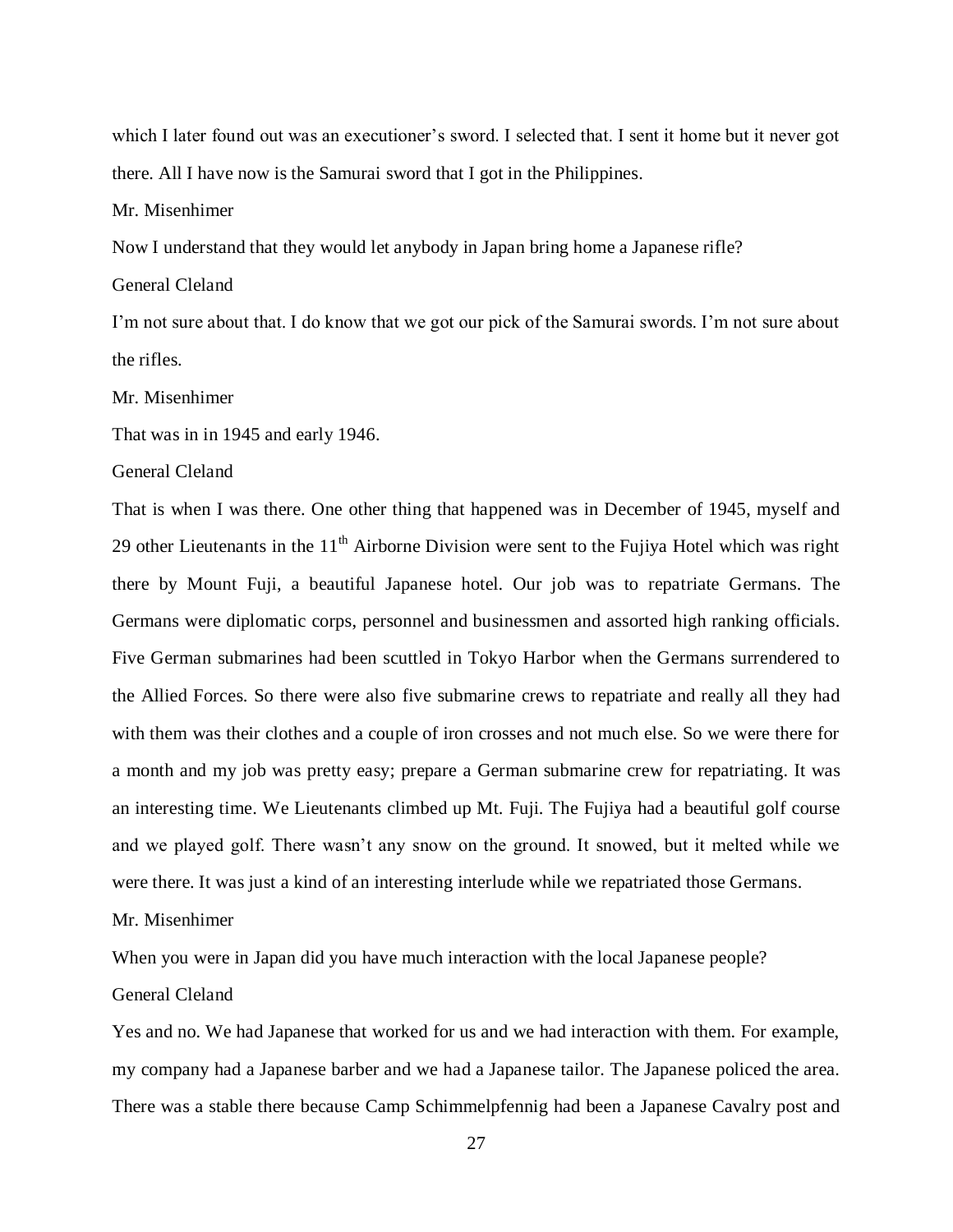which I later found out was an executioner's sword. I selected that. I sent it home but it never got there. All I have now is the Samurai sword that I got in the Philippines.

Mr. Misenhimer

Now I understand that they would let anybody in Japan bring home a Japanese rifle?

General Cleland

I'm not sure about that. I do know that we got our pick of the Samurai swords. I'm not sure about the rifles.

Mr. Misenhimer

That was in in 1945 and early 1946.

General Cleland

That is when I was there. One other thing that happened was in December of 1945, myself and 29 other Lieutenants in the 11th Airborne Division were sent to the Fujiya Hotel which was right there by Mount Fuji, a beautiful Japanese hotel. Our job was to repatriate Germans. The Germans were diplomatic corps, personnel and businessmen and assorted high ranking officials. Five German submarines had been scuttled in Tokyo Harbor when the Germans surrendered to the Allied Forces. So there were also five submarine crews to repatriate and really all they had with them was their clothes and a couple of iron crosses and not much else. So we were there for a month and my job was pretty easy; prepare a German submarine crew for repatriating. It was an interesting time. We Lieutenants climbed up Mt. Fuji. The Fujiya had a beautiful golf course and we played golf. There wasn't any snow on the ground. It snowed, but it melted while we were there. It was just a kind of an interesting interlude while we repatriated those Germans.

Mr. Misenhimer

When you were in Japan did you have much interaction with the local Japanese people?

General Cleland

Yes and no. We had Japanese that worked for us and we had interaction with them. For example, my company had a Japanese barber and we had a Japanese tailor. The Japanese policed the area. There was a stable there because Camp Schimmelpfennig had been a Japanese Cavalry post and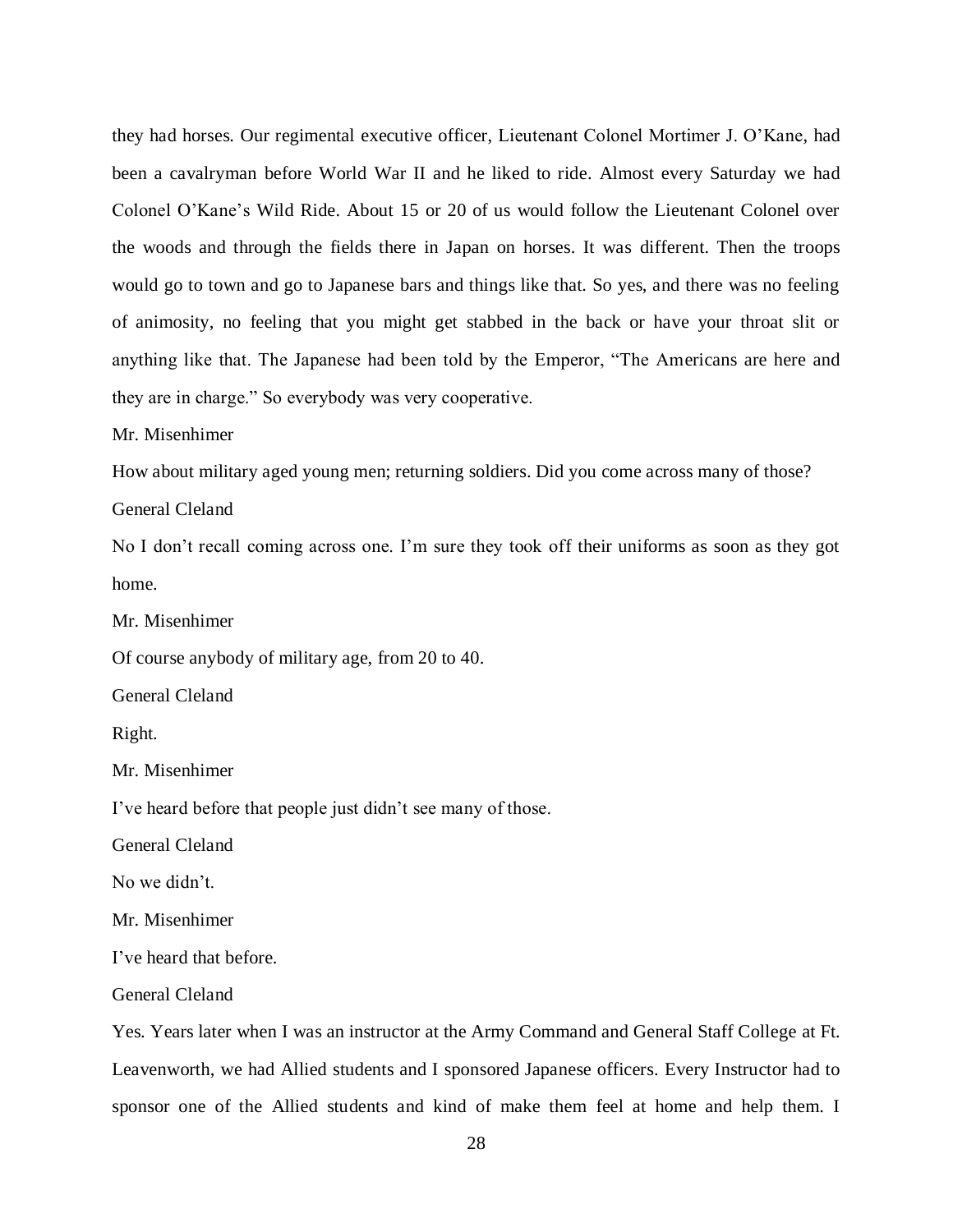they had horses. Our regimental executive officer, Lieutenant Colonel Mortimer J. O'Kane, had been a cavalryman before World War II and he liked to ride. Almost every Saturday we had Colonel O'Kane's Wild Ride. About 15 or 20 of us would follow the Lieutenant Colonel over the woods and through the fields there in Japan on horses. It was different. Then the troops would go to town and go to Japanese bars and things like that. So yes, and there was no feeling of animosity, no feeling that you might get stabbed in the back or have your throat slit or anything like that. The Japanese had been told by the Emperor, "The Americans are here and they are in charge." So everybody was very cooperative.

Mr. Misenhimer

How about military aged young men; returning soldiers. Did you come across many of those?

General Cleland

No I don't recall coming across one. I'm sure they took off their uniforms as soon as they got home.

Mr. Misenhimer

Of course anybody of military age, from 20 to 40.

General Cleland

Right.

Mr. Misenhimer

I've heard before that people just didn't see many of those.

General Cleland

No we didn't.

Mr. Misenhimer

I've heard that before.

General Cleland

Yes. Years later when I was an instructor at the Army Command and General Staff College at Ft. Leavenworth, we had Allied students and I sponsored Japanese officers. Every Instructor had to sponsor one of the Allied students and kind of make them feel at home and help them. I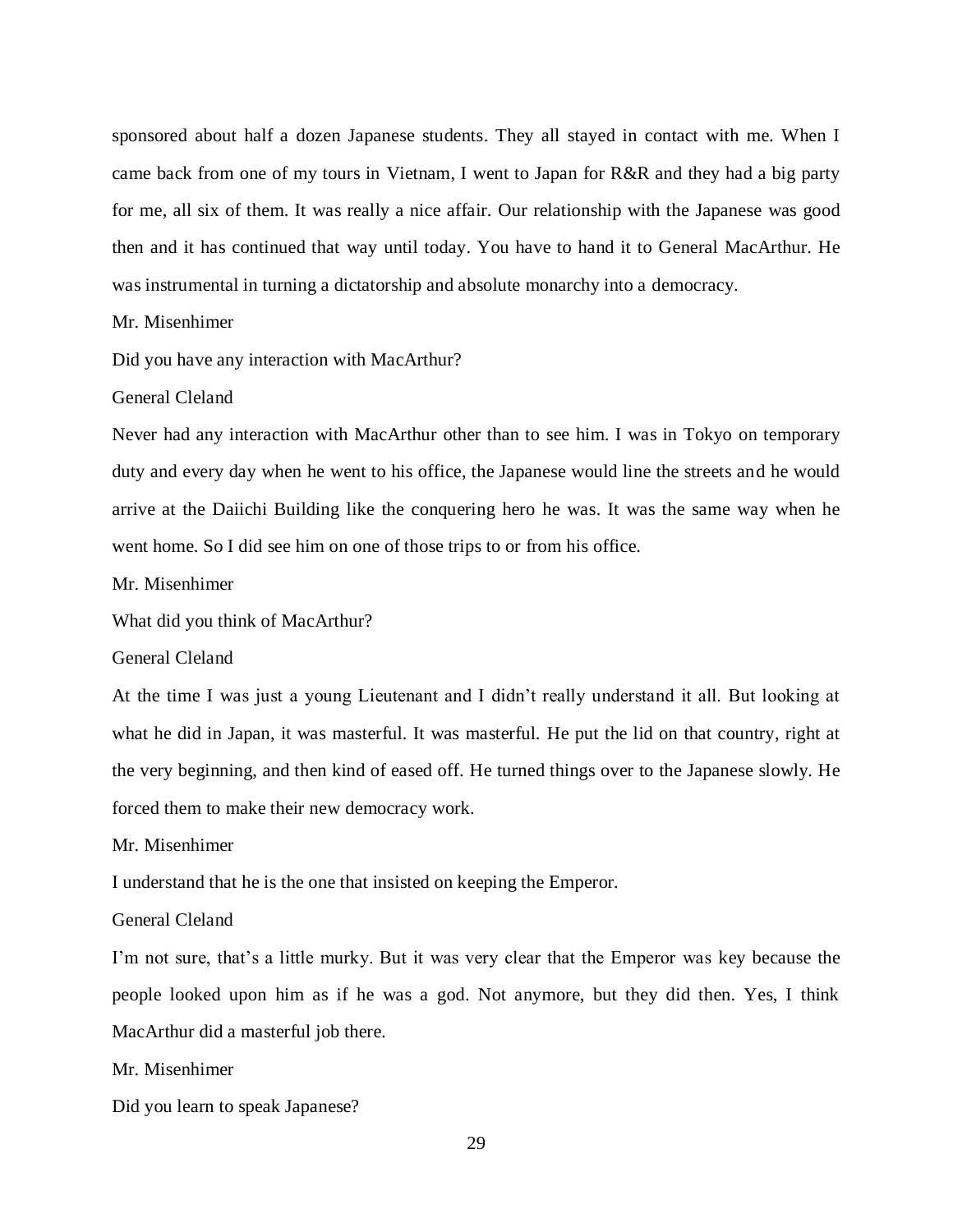sponsored about half a dozen Japanese students. They all stayed in contact with me. When I came back from one of my tours in Vietnam, I went to Japan for R&R and they had a big party for me, all six of them. It was really a nice affair. Our relationship with the Japanese was good then and it has continued that way until today. You have to hand it to General MacArthur. He was instrumental in turning a dictatorship and absolute monarchy into a democracy.

Mr. Misenhimer

Did you have any interaction with MacArthur?

General Cleland

Never had any interaction with MacArthur other than to see him. I was in Tokyo on temporary duty and every day when he went to his office, the Japanese would line the streets and he would arrive at the Daiichi Building like the conquering hero he was. It was the same way when he went home. So I did see him on one of those trips to or from his office.

Mr. Misenhimer

What did you think of MacArthur?

General Cleland

At the time I was just a young Lieutenant and I didn't really understand it all. But looking at what he did in Japan, it was masterful. It was masterful. He put the lid on that country, right at the very beginning, and then kind of eased off. He turned things over to the Japanese slowly. He forced them to make their new democracy work.

Mr. Misenhimer

I understand that he is the one that insisted on keeping the Emperor.

General Cleland

I'm not sure, that's a little murky. But it was very clear that the Emperor was key because the people looked upon him as if he was a god. Not anymore, but they did then. Yes, I think MacArthur did a masterful job there.

Mr. Misenhimer

Did you learn to speak Japanese?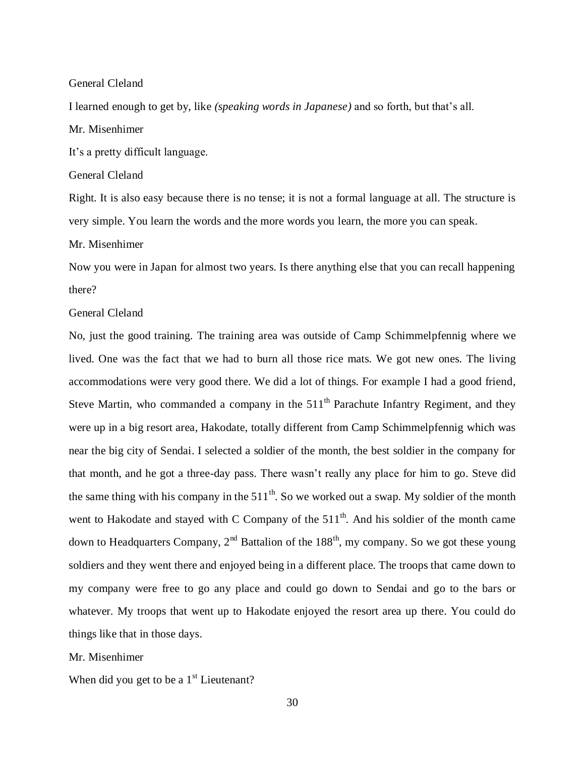General Cleland

I learned enough to get by, like *(speaking words in Japanese)* and so forth, but that's all.

Mr. Misenhimer

It's a pretty difficult language.

General Cleland

Right. It is also easy because there is no tense; it is not a formal language at all. The structure is very simple. You learn the words and the more words you learn, the more you can speak.

Mr. Misenhimer

Now you were in Japan for almost two years. Is there anything else that you can recall happening there?

General Cleland

No, just the good training. The training area was outside of Camp Schimmelpfennig where we lived. One was the fact that we had to burn all those rice mats. We got new ones. The living accommodations were very good there. We did a lot of things. For example I had a good friend, Steve Martin, who commanded a company in the 511th Parachute Infantry Regiment, and they were up in a big resort area, Hakodate, totally different from Camp Schimmelpfennig which was near the big city of Sendai. I selected a soldier of the month, the best soldier in the company for that month, and he got a three-day pass. There wasn't really any place for him to go. Steve did the same thing with his company in the 511th. So we worked out a swap. My soldier of the month went to Hakodate and stayed with C Company of the 511th. And his soldier of the month came down to Headquarters Company, 2nd Battalion of the 188th, my company. So we got these young soldiers and they went there and enjoyed being in a different place. The troops that came down to my company were free to go any place and could go down to Sendai and go to the bars or whatever. My troops that went up to Hakodate enjoyed the resort area up there. You could do things like that in those days.

Mr. Misenhimer

When did you get to be a 1st Lieutenant?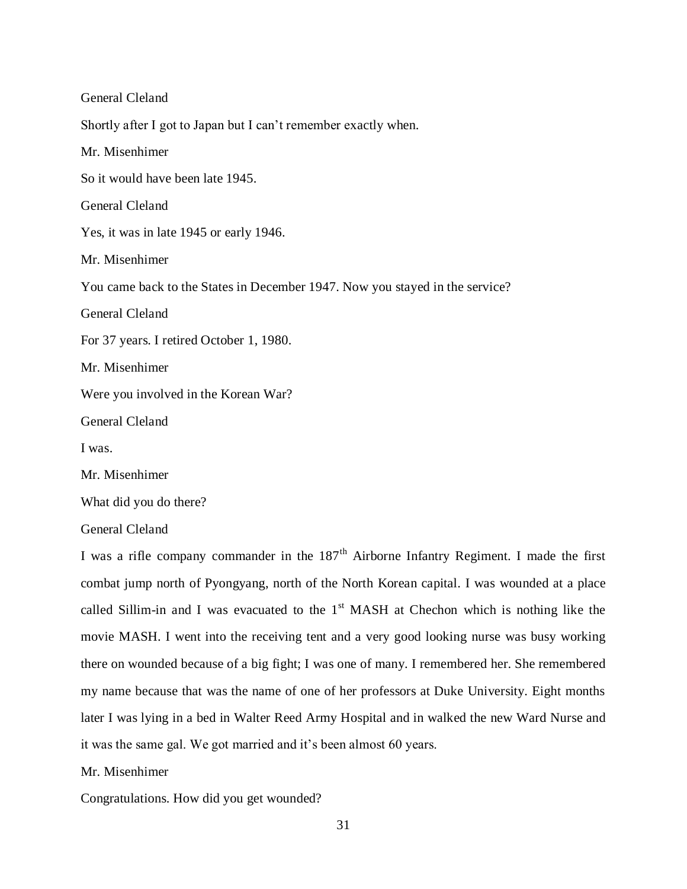General Cleland

Shortly after I got to Japan but I can't remember exactly when.

Mr. Misenhimer

So it would have been late 1945.

General Cleland

Yes, it was in late 1945 or early 1946.

Mr. Misenhimer

You came back to the States in December 1947. Now you stayed in the service?

General Cleland

For 37 years. I retired October 1, 1980.

Mr. Misenhimer

Were you involved in the Korean War?

General Cleland

I was.

Mr. Misenhimer

What did you do there?

General Cleland

I was a rifle company commander in the 187th Airborne Infantry Regiment. I made the first combat jump north of Pyongyang, north of the North Korean capital. I was wounded at a place called Sillim-in and I was evacuated to the 1st MASH at Chechon which is nothing like the movie MASH. I went into the receiving tent and a very good looking nurse was busy working there on wounded because of a big fight; I was one of many. I remembered her. She remembered my name because that was the name of one of her professors at Duke University. Eight months later I was lying in a bed in Walter Reed Army Hospital and in walked the new Ward Nurse and it was the same gal. We got married and it's been almost 60 years.

Mr. Misenhimer

Congratulations. How did you get wounded?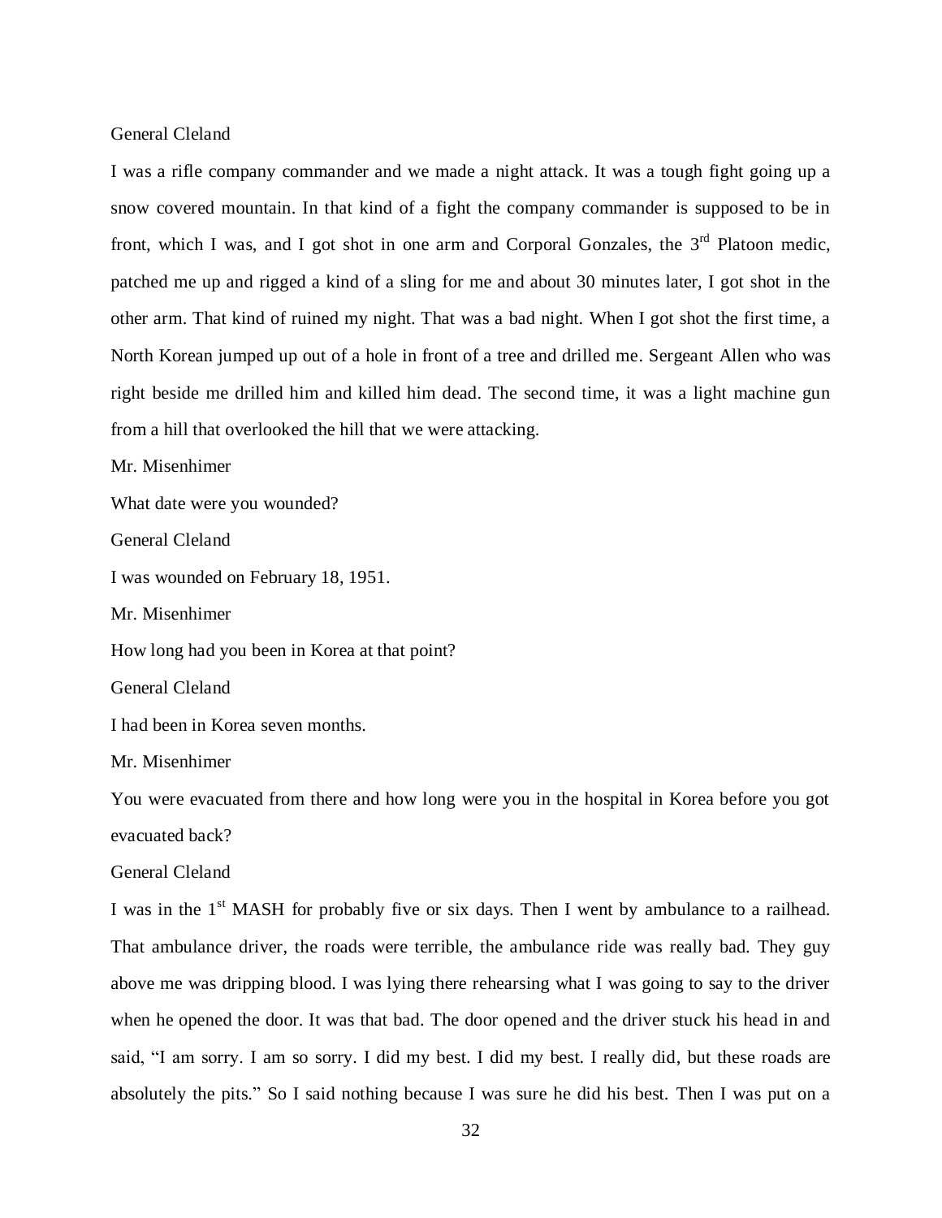General Cleland

I was a rifle company commander and we made a night attack. It was a tough fight going up a snow covered mountain. In that kind of a fight the company commander is supposed to be in front, which I was, and I got shot in one arm and Corporal Gonzales, the 3rd Platoon medic, patched me up and rigged a kind of a sling for me and about 30 minutes later, I got shot in the other arm. That kind of ruined my night. That was a bad night. When I got shot the first time, a North Korean jumped up out of a hole in front of a tree and drilled me. Sergeant Allen who was right beside me drilled him and killed him dead. The second time, it was a light machine gun from a hill that overlooked the hill that we were attacking.

Mr. Misenhimer

What date were you wounded?

General Cleland

I was wounded on February 18, 1951.

Mr. Misenhimer

How long had you been in Korea at that point?

General Cleland

I had been in Korea seven months.

Mr. Misenhimer

You were evacuated from there and how long were you in the hospital in Korea before you got evacuated back?

General Cleland

I was in the 1st MASH for probably five or six days. Then I went by ambulance to a railhead. That ambulance driver, the roads were terrible, the ambulance ride was really bad. They guy above me was dripping blood. I was lying there rehearsing what I was going to say to the driver when he opened the door. It was that bad. The door opened and the driver stuck his head in and said, "I am sorry. I am so sorry. I did my best. I did my best. I really did, but these roads are absolutely the pits." So I said nothing because I was sure he did his best. Then I was put on a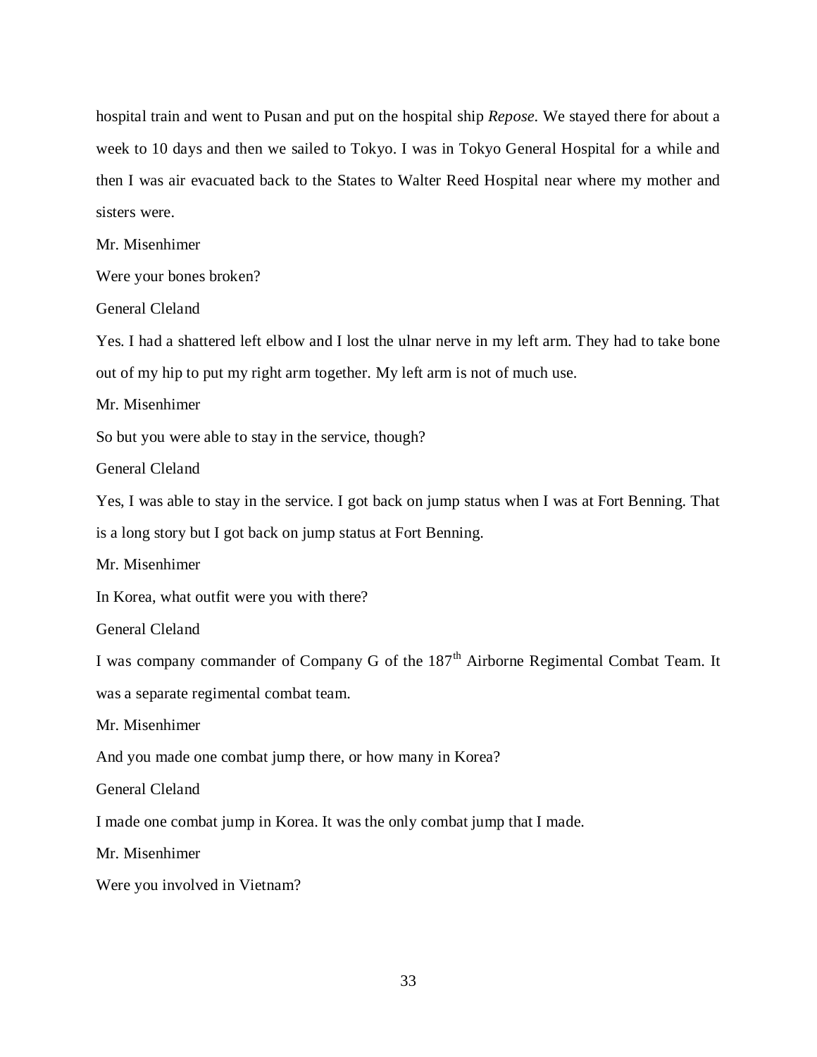hospital train and went to Pusan and put on the hospital ship *Repose*. We stayed there for about a week to 10 days and then we sailed to Tokyo. I was in Tokyo General Hospital for a while and then I was air evacuated back to the States to Walter Reed Hospital near where my mother and sisters were.

Mr. Misenhimer

Were your bones broken?

General Cleland

Yes. I had a shattered left elbow and I lost the ulnar nerve in my left arm. They had to take bone out of my hip to put my right arm together. My left arm is not of much use.

Mr. Misenhimer

So but you were able to stay in the service, though?

General Cleland

Yes, I was able to stay in the service. I got back on jump status when I was at Fort Benning. That is a long story but I got back on jump status at Fort Benning.

Mr. Misenhimer

In Korea, what outfit were you with there?

General Cleland

I was company commander of Company G of the 187th Airborne Regimental Combat Team. It was a separate regimental combat team.

Mr. Misenhimer

And you made one combat jump there, or how many in Korea?

General Cleland

I made one combat jump in Korea. It was the only combat jump that I made.

Mr. Misenhimer

Were you involved in Vietnam?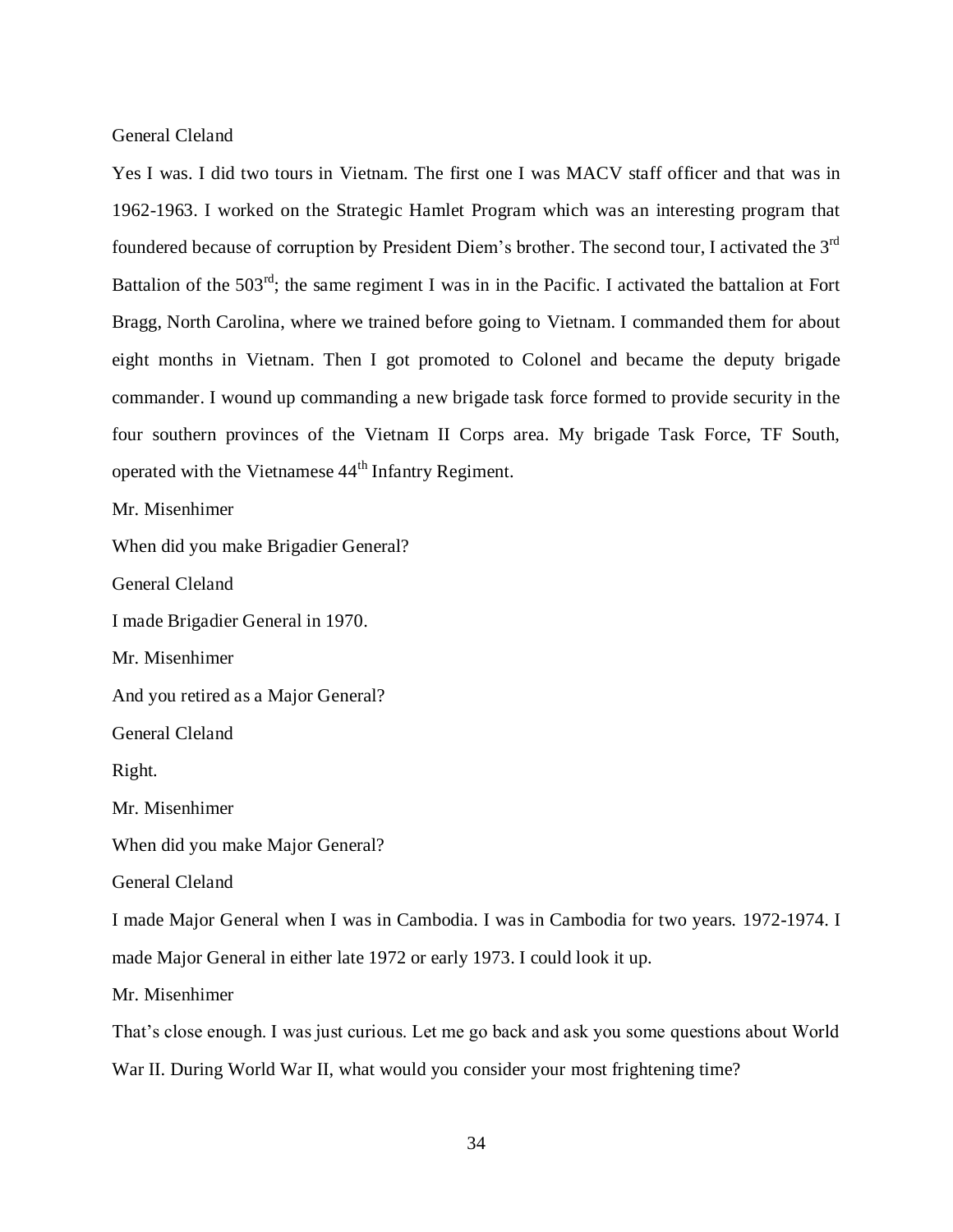General Cleland

Yes I was. I did two tours in Vietnam. The first one I was MACV staff officer and that was in 1962-1963. I worked on the Strategic Hamlet Program which was an interesting program that foundered because of corruption by President Diem's brother. The second tour, I activated the 3rd Battalion of the 503rd; the same regiment I was in in the Pacific. I activated the battalion at Fort Bragg, North Carolina, where we trained before going to Vietnam. I commanded them for about eight months in Vietnam. Then I got promoted to Colonel and became the deputy brigade commander. I wound up commanding a new brigade task force formed to provide security in the four southern provinces of the Vietnam II Corps area. My brigade Task Force, TF South, operated with the Vietnamese 44th Infantry Regiment.

Mr. Misenhimer

When did you make Brigadier General?

General Cleland

I made Brigadier General in 1970.

Mr. Misenhimer

And you retired as a Major General?

General Cleland

Right.

Mr. Misenhimer

When did you make Major General?

General Cleland

I made Major General when I was in Cambodia. I was in Cambodia for two years. 1972-1974. I made Major General in either late 1972 or early 1973. I could look it up.

Mr. Misenhimer

That's close enough. I was just curious. Let me go back and ask you some questions about World War II. During World War II, what would you consider your most frightening time?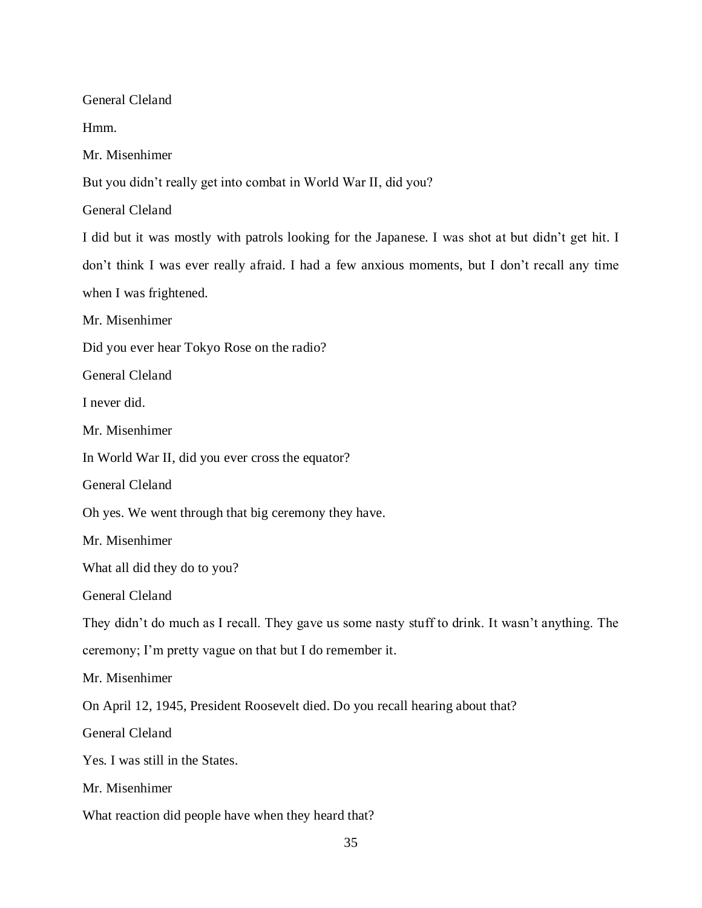General Cleland

Hmm.

Mr. Misenhimer

But you didn't really get into combat in World War II, did you?

General Cleland

I did but it was mostly with patrols looking for the Japanese. I was shot at but didn't get hit. I don't think I was ever really afraid. I had a few anxious moments, but I don't recall any time when I was frightened.

Mr. Misenhimer

Did you ever hear Tokyo Rose on the radio?

General Cleland

I never did.

Mr. Misenhimer

In World War II, did you ever cross the equator?

General Cleland

Oh yes. We went through that big ceremony they have.

Mr. Misenhimer

What all did they do to you?

General Cleland

They didn't do much as I recall. They gave us some nasty stuff to drink. It wasn't anything. The ceremony; I'm pretty vague on that but I do remember it.

Mr. Misenhimer

On April 12, 1945, President Roosevelt died. Do you recall hearing about that?

General Cleland

Yes. I was still in the States.

Mr. Misenhimer

What reaction did people have when they heard that?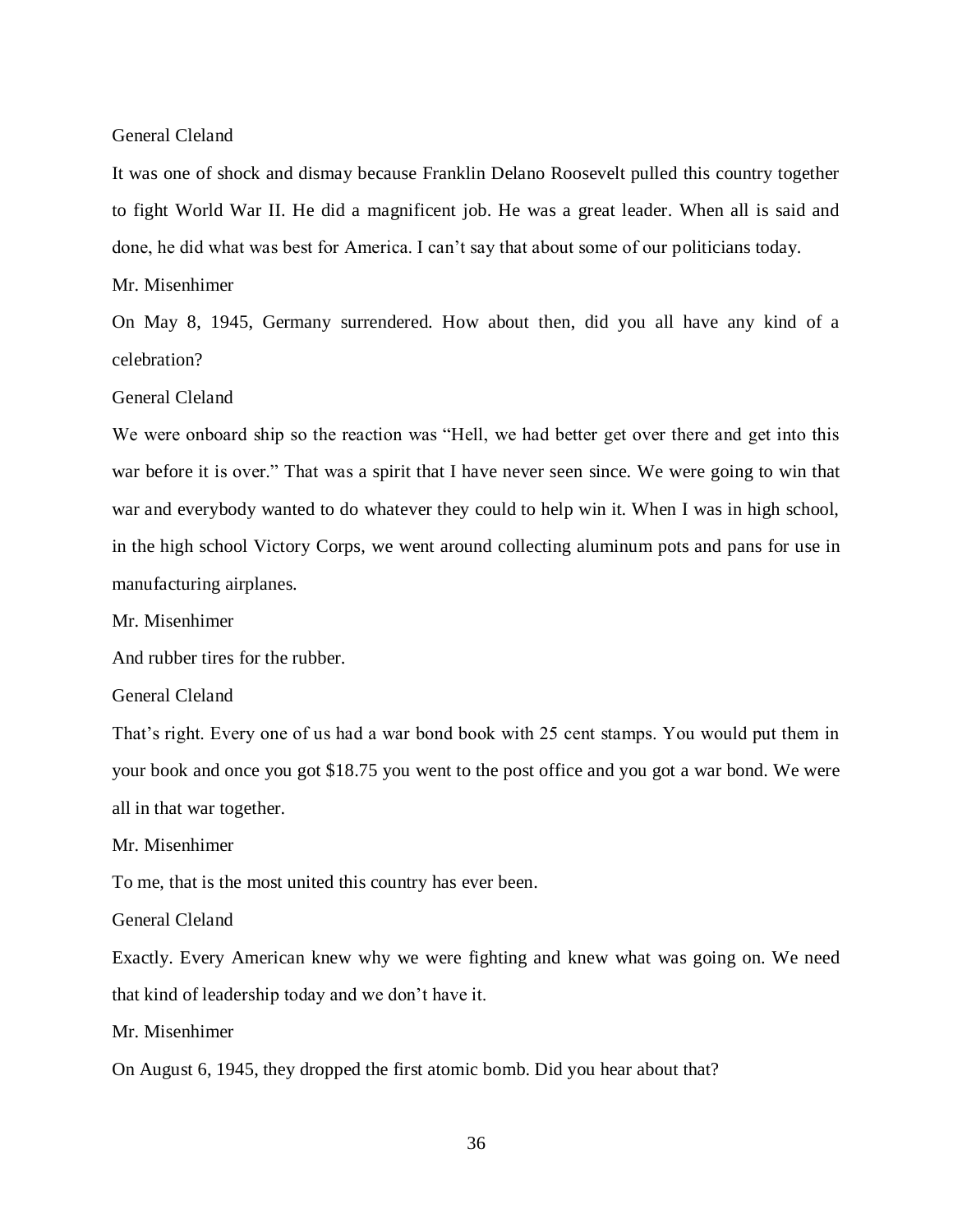General Cleland

It was one of shock and dismay because Franklin Delano Roosevelt pulled this country together to fight World War II. He did a magnificent job. He was a great leader. When all is said and done, he did what was best for America. I can't say that about some of our politicians today.

Mr. Misenhimer

On May 8, 1945, Germany surrendered. How about then, did you all have any kind of a celebration?

General Cleland

We were onboard ship so the reaction was "Hell, we had better get over there and get into this war before it is over." That was a spirit that I have never seen since. We were going to win that war and everybody wanted to do whatever they could to help win it. When I was in high school, in the high school Victory Corps, we went around collecting aluminum pots and pans for use in manufacturing airplanes.

Mr. Misenhimer

And rubber tires for the rubber.

General Cleland

That's right. Every one of us had a war bond book with 25 cent stamps. You would put them in your book and once you got $18.75 you went to the post office and you got a war bond. We were all in that war together.

Mr. Misenhimer

To me, that is the most united this country has ever been.

General Cleland

Exactly. Every American knew why we were fighting and knew what was going on. We need that kind of leadership today and we don't have it.

Mr. Misenhimer

On August 6, 1945, they dropped the first atomic bomb. Did you hear about that?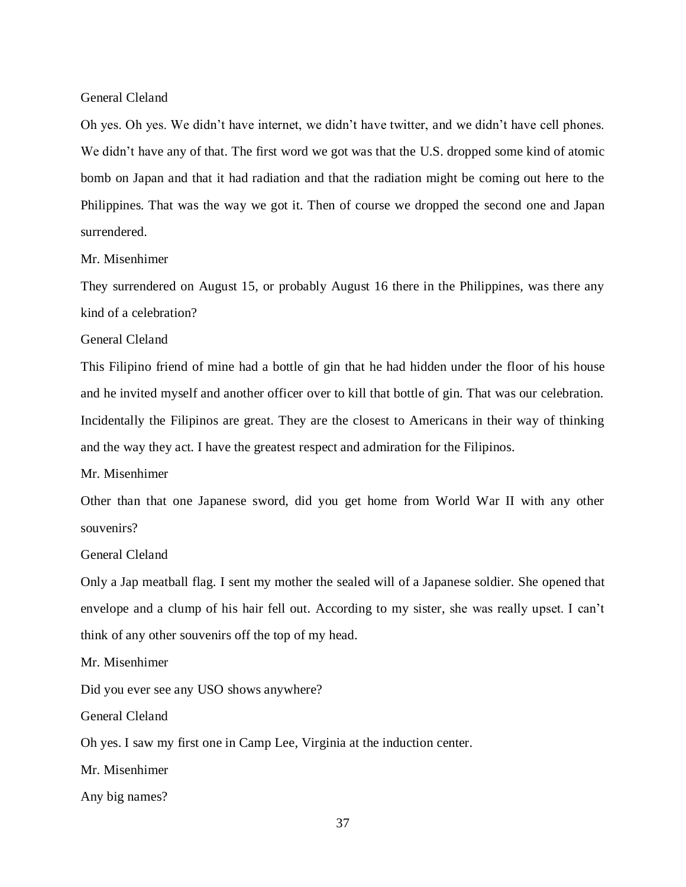General Cleland

Oh yes. Oh yes. We didn't have internet, we didn't have twitter, and we didn't have cell phones. We didn't have any of that. The first word we got was that the U.S. dropped some kind of atomic bomb on Japan and that it had radiation and that the radiation might be coming out here to the Philippines. That was the way we got it. Then of course we dropped the second one and Japan surrendered.

Mr. Misenhimer

They surrendered on August 15, or probably August 16 there in the Philippines, was there any kind of a celebration?

General Cleland

This Filipino friend of mine had a bottle of gin that he had hidden under the floor of his house and he invited myself and another officer over to kill that bottle of gin. That was our celebration. Incidentally the Filipinos are great. They are the closest to Americans in their way of thinking and the way they act. I have the greatest respect and admiration for the Filipinos.

Mr. Misenhimer

Other than that one Japanese sword, did you get home from World War II with any other souvenirs?

General Cleland

Only a Jap meatball flag. I sent my mother the sealed will of a Japanese soldier. She opened that envelope and a clump of his hair fell out. According to my sister, she was really upset. I can't think of any other souvenirs off the top of my head.

Mr. Misenhimer

Did you ever see any USO shows anywhere?

General Cleland

Oh yes. I saw my first one in Camp Lee, Virginia at the induction center.

Mr. Misenhimer

Any big names?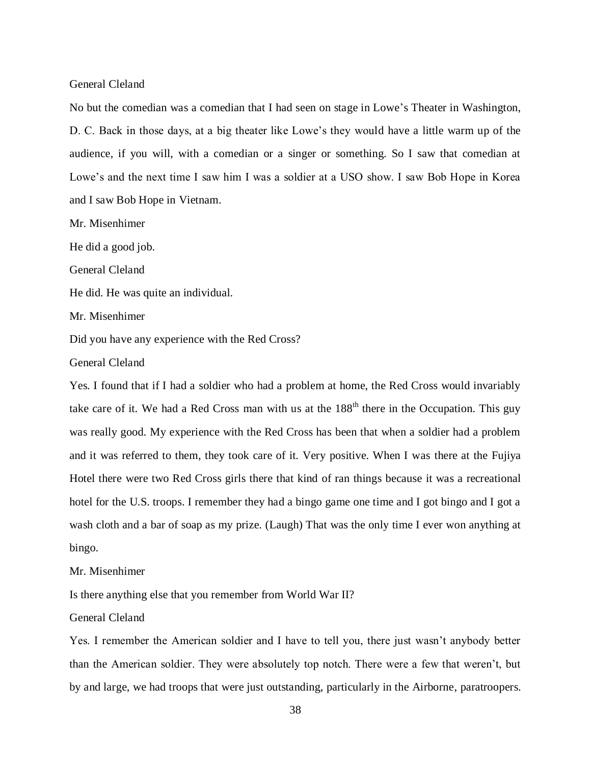General Cleland

No but the comedian was a comedian that I had seen on stage in Lowe's Theater in Washington, D. C. Back in those days, at a big theater like Lowe's they would have a little warm up of the audience, if you will, with a comedian or a singer or something. So I saw that comedian at Lowe's and the next time I saw him I was a soldier at a USO show. I saw Bob Hope in Korea and I saw Bob Hope in Vietnam.

Mr. Misenhimer

He did a good job.

General Cleland

He did. He was quite an individual.

Mr. Misenhimer

Did you have any experience with the Red Cross?

General Cleland

Yes. I found that if I had a soldier who had a problem at home, the Red Cross would invariably take care of it. We had a Red Cross man with us at the 188th there in the Occupation. This guy was really good. My experience with the Red Cross has been that when a soldier had a problem and it was referred to them, they took care of it. Very positive. When I was there at the Fujiya Hotel there were two Red Cross girls there that kind of ran things because it was a recreational hotel for the U.S. troops. I remember they had a bingo game one time and I got bingo and I got a wash cloth and a bar of soap as my prize. (Laugh) That was the only time I ever won anything at bingo.

Mr. Misenhimer

Is there anything else that you remember from World War II?

General Cleland

Yes. I remember the American soldier and I have to tell you, there just wasn't anybody better than the American soldier. They were absolutely top notch. There were a few that weren't, but by and large, we had troops that were just outstanding, particularly in the Airborne, paratroopers.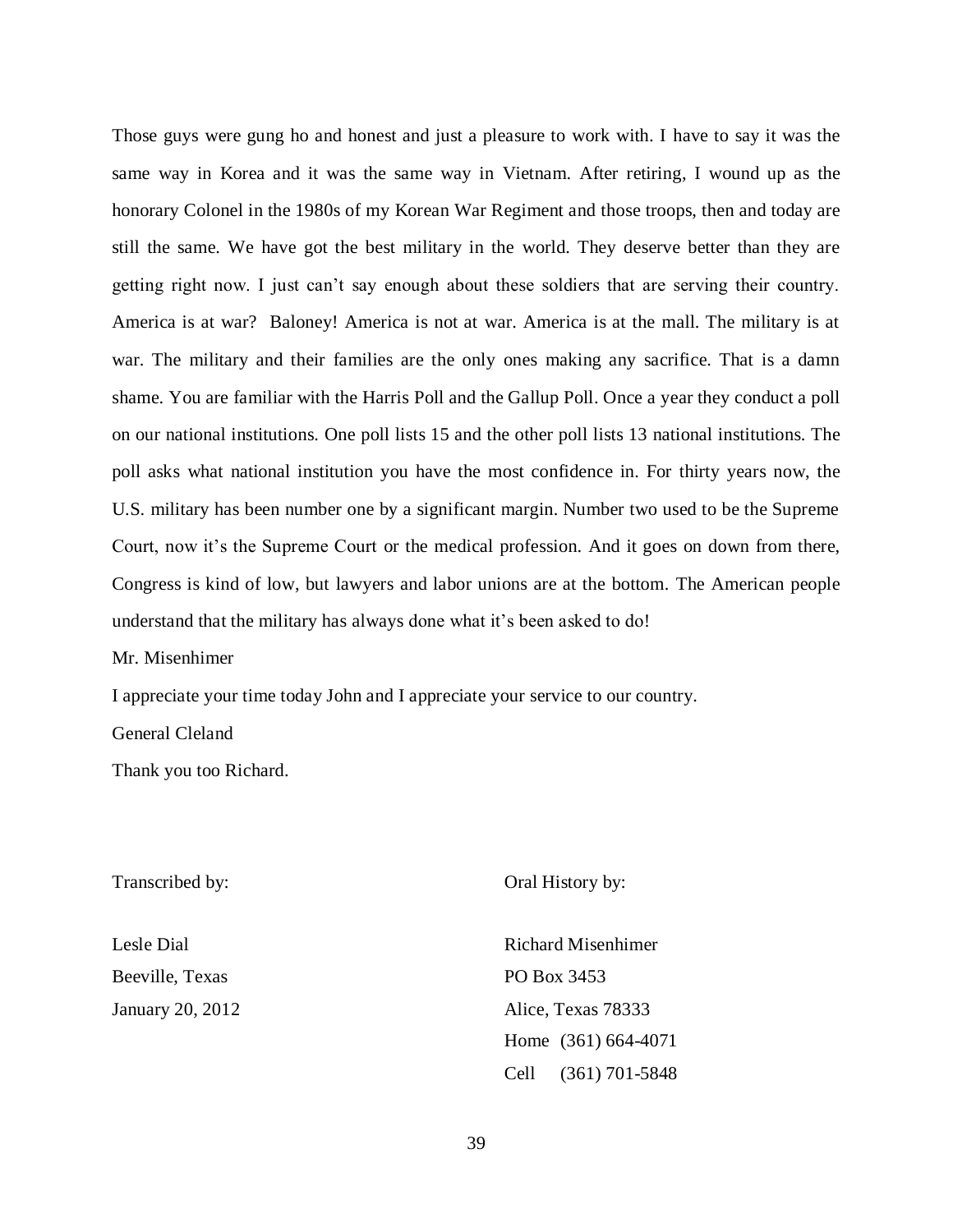Those guys were gung ho and honest and just a pleasure to work with. I have to say it was the same way in Korea and it was the same way in Vietnam. After retiring, I wound up as the honorary Colonel in the 1980s of my Korean War Regiment and those troops, then and today are still the same. We have got the best military in the world. They deserve better than they are getting right now. I just can't say enough about these soldiers that are serving their country. America is at war? Baloney! America is not at war. America is at the mall. The military is at war. The military and their families are the only ones making any sacrifice. That is a damn shame. You are familiar with the Harris Poll and the Gallup Poll. Once a year they conduct a poll on our national institutions. One poll lists 15 and the other poll lists 13 national institutions. The poll asks what national institution you have the most confidence in. For thirty years now, the U.S. military has been number one by a significant margin. Number two used to be the Supreme Court, now it's the Supreme Court or the medical profession. And it goes on down from there, Congress is kind of low, but lawyers and labor unions are at the bottom. The American people understand that the military has always done what it's been asked to do!

Mr. Misenhimer

I appreciate your time today John and I appreciate your service to our country.

General Cleland

Thank you too Richard.

Transcribed by:

Lesle Dial
Beeville, Texas
January 20, 2012

Oral History by:

Richard Misenhimer
PO Box 3453
Alice, Texas 78333
Home (361) 664-4071
Cell (361) 701-5848